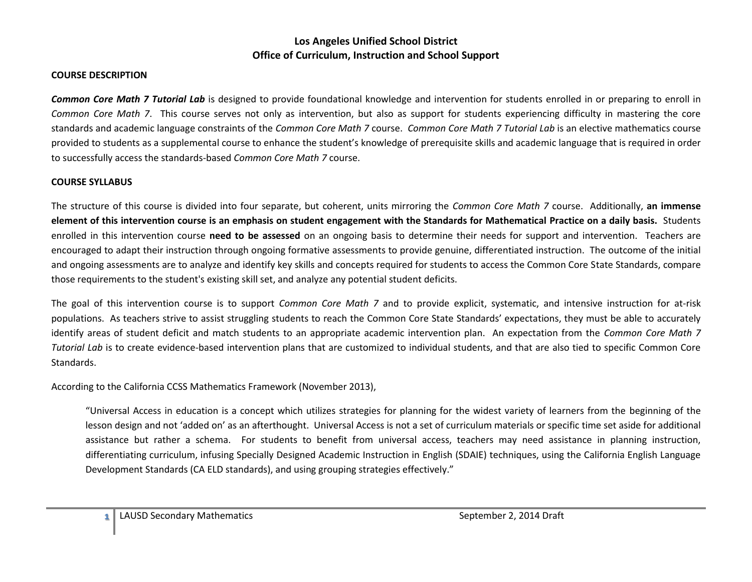**Los Angeles Unified School District**
**Office of Curriculum, Instruction and School Support**

## COURSE DESCRIPTION

***Common Core Math 7 Tutorial Lab*** is designed to provide foundational knowledge and intervention for students enrolled in or preparing to enroll in *Common Core Math 7*. This course serves not only as intervention, but also as support for students experiencing difficulty in mastering the core standards and academic language constraints of the *Common Core Math 7* course. *Common Core Math 7 Tutorial Lab* is an elective mathematics course provided to students as a supplemental course to enhance the student's knowledge of prerequisite skills and academic language that is required in order to successfully access the standards-based *Common Core Math 7* course.

## COURSE SYLLABUS

The structure of this course is divided into four separate, but coherent, units mirroring the *Common Core Math 7* course. Additionally, **an immense element of this intervention course is an emphasis on student engagement with the Standards for Mathematical Practice on a daily basis.** Students enrolled in this intervention course **need to be assessed** on an ongoing basis to determine their needs for support and intervention. Teachers are encouraged to adapt their instruction through ongoing formative assessments to provide genuine, differentiated instruction. The outcome of the initial and ongoing assessments are to analyze and identify key skills and concepts required for students to access the Common Core State Standards, compare those requirements to the student's existing skill set, and analyze any potential student deficits.

The goal of this intervention course is to support *Common Core Math 7* and to provide explicit, systematic, and intensive instruction for at-risk populations. As teachers strive to assist struggling students to reach the Common Core State Standards' expectations, they must be able to accurately identify areas of student deficit and match students to an appropriate academic intervention plan. An expectation from the *Common Core Math 7 Tutorial Lab* is to create evidence-based intervention plans that are customized to individual students, and that are also tied to specific Common Core Standards.

According to the California CCSS Mathematics Framework (November 2013),

> "Universal Access in education is a concept which utilizes strategies for planning for the widest variety of learners from the beginning of the lesson design and not 'added on' as an afterthought. Universal Access is not a set of curriculum materials or specific time set aside for additional assistance but rather a schema. For students to benefit from universal access, teachers may need assistance in planning instruction, differentiating curriculum, infusing Specially Designed Academic Instruction in English (SDAIE) techniques, using the California English Language Development Standards (CA ELD standards), and using grouping strategies effectively."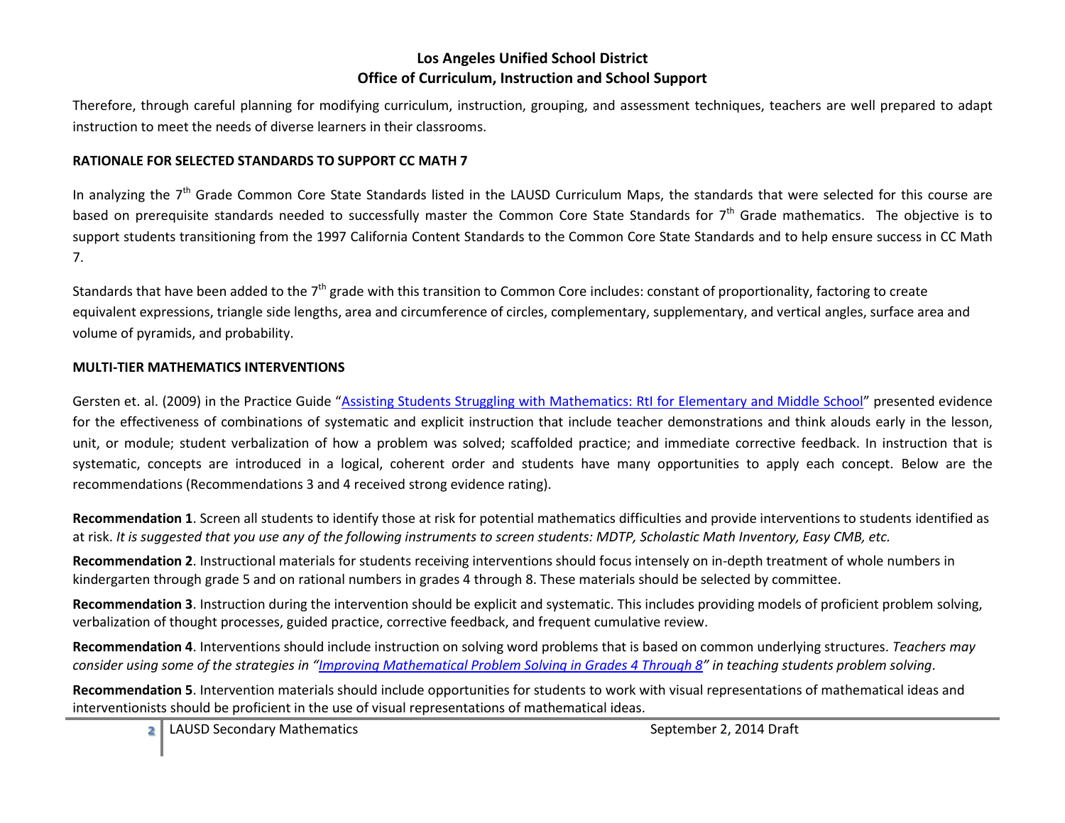Therefore, through careful planning for modifying curriculum, instruction, grouping, and assessment techniques, teachers are well prepared to adapt instruction to meet the needs of diverse learners in their classrooms.

## RATIONALE FOR SELECTED STANDARDS TO SUPPORT CC MATH 7

In analyzing the 7th Grade Common Core State Standards listed in the LAUSD Curriculum Maps, the standards that were selected for this course are based on prerequisite standards needed to successfully master the Common Core State Standards for 7th Grade mathematics. The objective is to support students transitioning from the 1997 California Content Standards to the Common Core State Standards and to help ensure success in CC Math 7.

Standards that have been added to the 7th grade with this transition to Common Core includes: constant of proportionality, factoring to create equivalent expressions, triangle side lengths, area and circumference of circles, complementary, supplementary, and vertical angles, surface area and volume of pyramids, and probability.

## MULTI-TIER MATHEMATICS INTERVENTIONS

Gersten et. al. (2009) in the Practice Guide "Assisting Students Struggling with Mathematics: RtI for Elementary and Middle School" presented evidence for the effectiveness of combinations of systematic and explicit instruction that include teacher demonstrations and think alouds early in the lesson, unit, or module; student verbalization of how a problem was solved; scaffolded practice; and immediate corrective feedback. In instruction that is systematic, concepts are introduced in a logical, coherent order and students have many opportunities to apply each concept. Below are the recommendations (Recommendations 3 and 4 received strong evidence rating).

**Recommendation 1**. Screen all students to identify those at risk for potential mathematics difficulties and provide interventions to students identified as at risk. *It is suggested that you use any of the following instruments to screen students: MDTP, Scholastic Math Inventory, Easy CMB, etc.*

**Recommendation 2**. Instructional materials for students receiving interventions should focus intensely on in-depth treatment of whole numbers in kindergarten through grade 5 and on rational numbers in grades 4 through 8. These materials should be selected by committee.

**Recommendation 3**. Instruction during the intervention should be explicit and systematic. This includes providing models of proficient problem solving, verbalization of thought processes, guided practice, corrective feedback, and frequent cumulative review.

**Recommendation 4**. Interventions should include instruction on solving word problems that is based on common underlying structures. *Teachers may consider using some of the strategies in "Improving Mathematical Problem Solving in Grades 4 Through 8" in teaching students problem solving*.

**Recommendation 5**. Intervention materials should include opportunities for students to work with visual representations of mathematical ideas and interventionists should be proficient in the use of visual representations of mathematical ideas.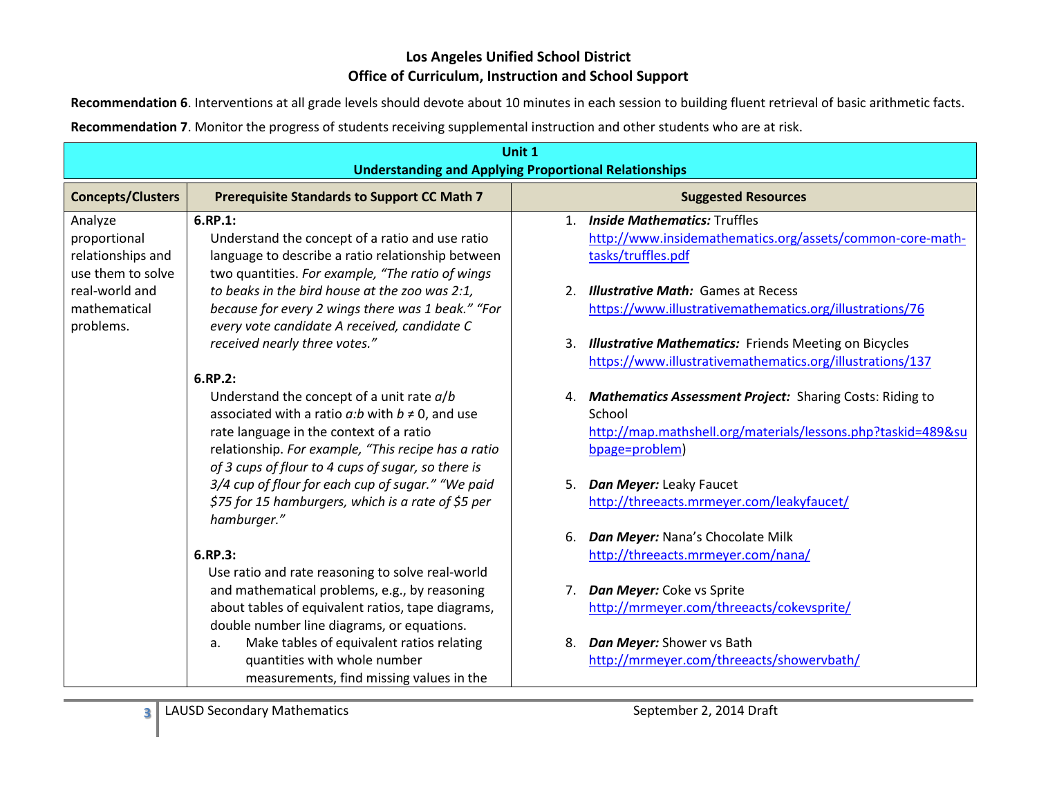**Los Angeles Unified School District**
**Office of Curriculum, Instruction and School Support**

**Recommendation 6**. Interventions at all grade levels should devote about 10 minutes in each session to building fluent retrieval of basic arithmetic facts.

**Recommendation 7**. Monitor the progress of students receiving supplemental instruction and other students who are at risk.

| **Unit 1<br>Understanding and Applying Proportional Relationships** | | |
|---|---|---|
| **Concepts/Clusters** | **Prerequisite Standards to Support CC Math 7** | **Suggested Resources** |
| Analyze proportional relationships and use them to solve real-world and mathematical problems. | **6.RP.1:**<br>Understand the concept of a ratio and use ratio language to describe a ratio relationship between two quantities. *For example, "The ratio of wings to beaks in the bird house at the zoo was 2:1, because for every 2 wings there was 1 beak." "For every vote candidate A received, candidate C received nearly three votes."*<br><br>**6.RP.2:**<br>Understand the concept of a unit rate $a/b$ associated with a ratio $a:b$ with $b \neq 0$, and use rate language in the context of a ratio relationship. *For example, "This recipe has a ratio of 3 cups of flour to 4 cups of sugar, so there is 3/4 cup of flour for each cup of sugar." "We paid \$75 for 15 hamburgers, which is a rate of \$5 per hamburger."*<br><br>**6.RP.3:**<br>Use ratio and rate reasoning to solve real-world and mathematical problems, e.g., by reasoning about tables of equivalent ratios, tape diagrams, double number line diagrams, or equations.<br>a. Make tables of equivalent ratios relating quantities with whole number measurements, find missing values in the | 1. ***Inside Mathematics:*** Truffles http://www.insidemathematics.org/assets/common-core-math-tasks/truffles.pdf<br><br>2. ***Illustrative Math:*** Games at Recess https://www.illustrativemathematics.org/illustrations/76<br><br>3. ***Illustrative Mathematics:*** Friends Meeting on Bicycles https://www.illustrativemathematics.org/illustrations/137<br><br>4. ***Mathematics Assessment Project:*** Sharing Costs: Riding to School http://map.mathshell.org/materials/lessons.php?taskid=489&subpage=problem)<br><br>5. ***Dan Meyer:*** Leaky Faucet http://threeacts.mrmeyer.com/leakyfaucet/<br><br>6. ***Dan Meyer:*** Nana's Chocolate Milk http://threeacts.mrmeyer.com/nana/<br><br>7. ***Dan Meyer:*** Coke vs Sprite http://mrmeyer.com/threeacts/cokevsprite/<br><br>8. ***Dan Meyer:*** Shower vs Bath http://mrmeyer.com/threeacts/showervbath/ |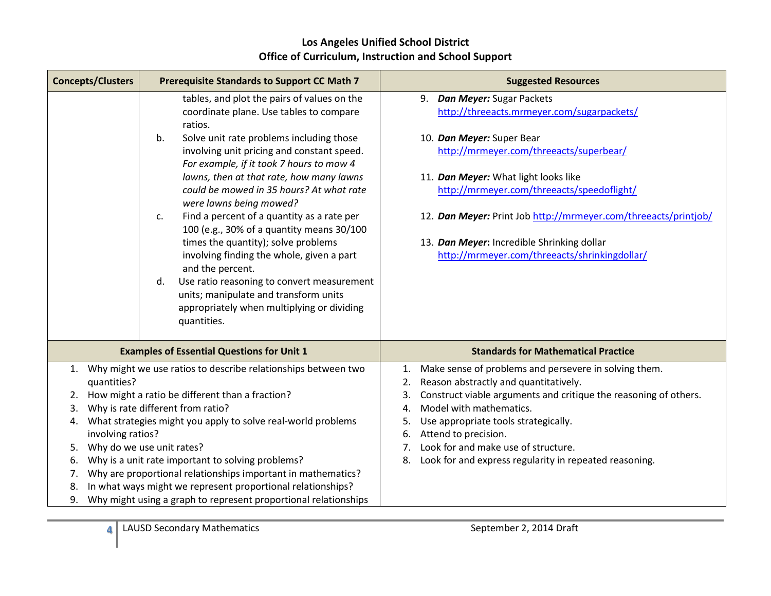| Concepts/Clusters | Prerequisite Standards to Support CC Math 7 | Suggested Resources |
|---|---|---|
| | tables, and plot the pairs of values on the coordinate plane. Use tables to compare ratios.<br>b. Solve unit rate problems including those involving unit pricing and constant speed. *For example, if it took 7 hours to mow 4 lawns, then at that rate, how many lawns could be mowed in 35 hours? At what rate were lawns being mowed?*<br>c. Find a percent of a quantity as a rate per 100 (e.g., 30% of a quantity means 30/100 times the quantity); solve problems involving finding the whole, given a part and the percent.<br>d. Use ratio reasoning to convert measurement units; manipulate and transform units appropriately when multiplying or dividing quantities. | 9. ***Dan Meyer:*** Sugar Packets http://threeacts.mrmeyer.com/sugarpackets/<br><br>10. ***Dan Meyer:*** Super Bear http://mrmeyer.com/threeacts/superbear/<br><br>11. ***Dan Meyer:*** What light looks like http://mrmeyer.com/threeacts/speedoflight/<br><br>12. ***Dan Meyer:*** Print Job http://mrmeyer.com/threeacts/printjob/<br><br>13. ***Dan Meyer*:** Incredible Shrinking dollar http://mrmeyer.com/threeacts/shrinkingdollar/ |

| Examples of Essential Questions for Unit 1 | Standards for Mathematical Practice |
|---|---|
| 1. Why might we use ratios to describe relationships between two quantities?<br>2. How might a ratio be different than a fraction?<br>3. Why is rate different from ratio?<br>4. What strategies might you apply to solve real-world problems involving ratios?<br>5. Why do we use unit rates?<br>6. Why is a unit rate important to solving problems?<br>7. Why are proportional relationships important in mathematics?<br>8. In what ways might we represent proportional relationships?<br>9. Why might using a graph to represent proportional relationships | 1. Make sense of problems and persevere in solving them.<br>2. Reason abstractly and quantitatively.<br>3. Construct viable arguments and critique the reasoning of others.<br>4. Model with mathematics.<br>5. Use appropriate tools strategically.<br>6. Attend to precision.<br>7. Look for and make use of structure.<br>8. Look for and express regularity in repeated reasoning. |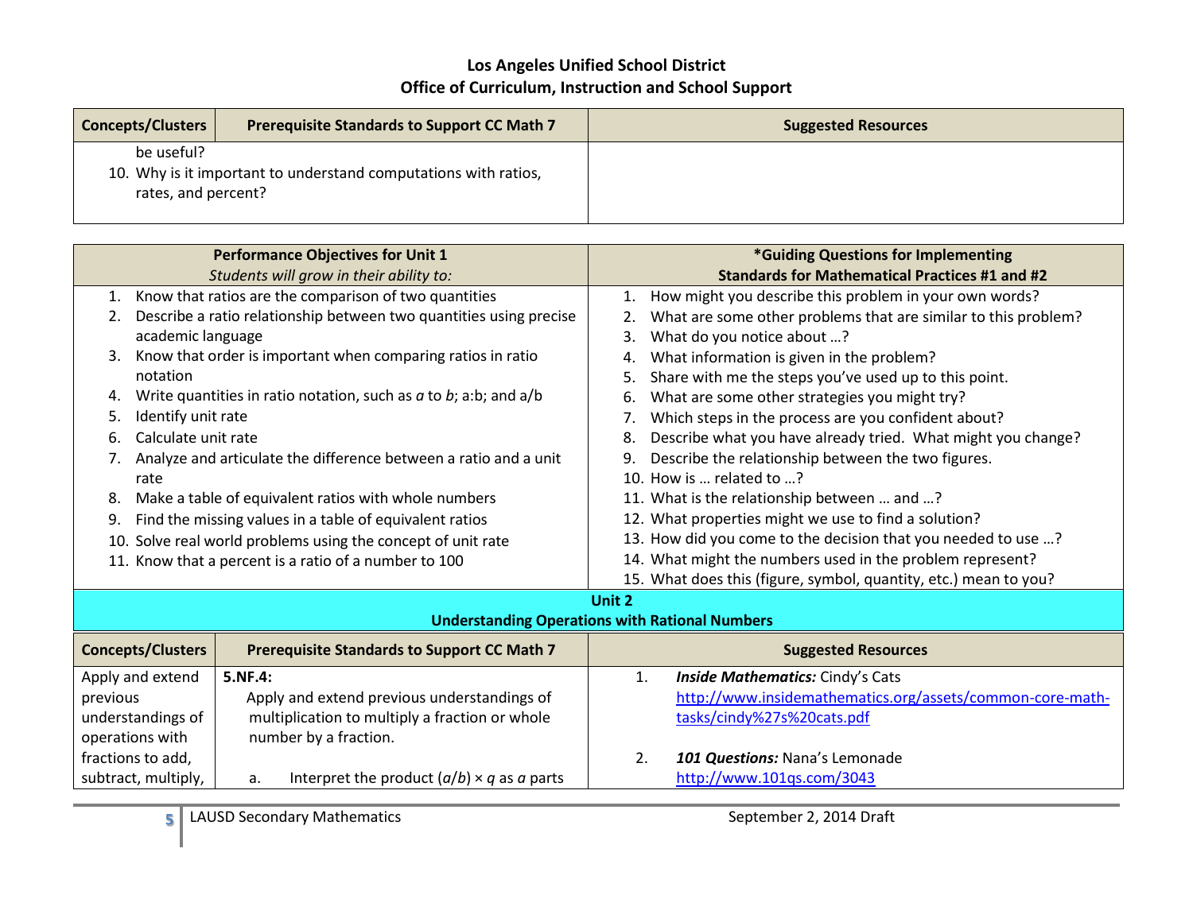## Los Angeles Unified School District
## Office of Curriculum, Instruction and School Support

| Concepts/Clusters | Prerequisite Standards to Support CC Math 7 | Suggested Resources |
|---|---|---|
| be useful?<br>10. Why is it important to understand computations with ratios, rates, and percent? | | |

| Performance Objectives for Unit 1<br>*Students will grow in their ability to:* | *Guiding Questions for Implementing Standards for Mathematical Practices #1 and #2 |
|---|---|
| 1. Know that ratios are the comparison of two quantities<br>2. Describe a ratio relationship between two quantities using precise academic language<br>3. Know that order is important when comparing ratios in ratio notation<br>4. Write quantities in ratio notation, such as *a* to *b*; a:b; and a/b<br>5. Identify unit rate<br>6. Calculate unit rate<br>7. Analyze and articulate the difference between a ratio and a unit rate<br>8. Make a table of equivalent ratios with whole numbers<br>9. Find the missing values in a table of equivalent ratios<br>10. Solve real world problems using the concept of unit rate<br>11. Know that a percent is a ratio of a number to 100 | 1. How might you describe this problem in your own words?<br>2. What are some other problems that are similar to this problem?<br>3. What do you notice about …?<br>4. What information is given in the problem?<br>5. Share with me the steps you've used up to this point.<br>6. What are some other strategies you might try?<br>7. Which steps in the process are you confident about?<br>8. Describe what you have already tried. What might you change?<br>9. Describe the relationship between the two figures.<br>10. How is … related to …?<br>11. What is the relationship between … and …?<br>12. What properties might we use to find a solution?<br>13. How did you come to the decision that you needed to use …?<br>14. What might the numbers used in the problem represent?<br>15. What does this (figure, symbol, quantity, etc.) mean to you? |

### Unit 2
### Understanding Operations with Rational Numbers

| Concepts/Clusters | Prerequisite Standards to Support CC Math 7 | Suggested Resources |
|---|---|---|
| Apply and extend previous understandings of operations with fractions to add, subtract, multiply, | **5.NF.4:**<br>Apply and extend previous understandings of multiplication to multiply a fraction or whole number by a fraction.<br><br>a. Interpret the product $(a/b) \times q$ as *a* parts | 1. ***Inside Mathematics:*** Cindy's Cats<br>http://www.insidemathematics.org/assets/common-core-math-tasks/cindy%27s%20cats.pdf<br><br>2. ***101 Questions:*** Nana's Lemonade<br>http://www.101qs.com/3043 |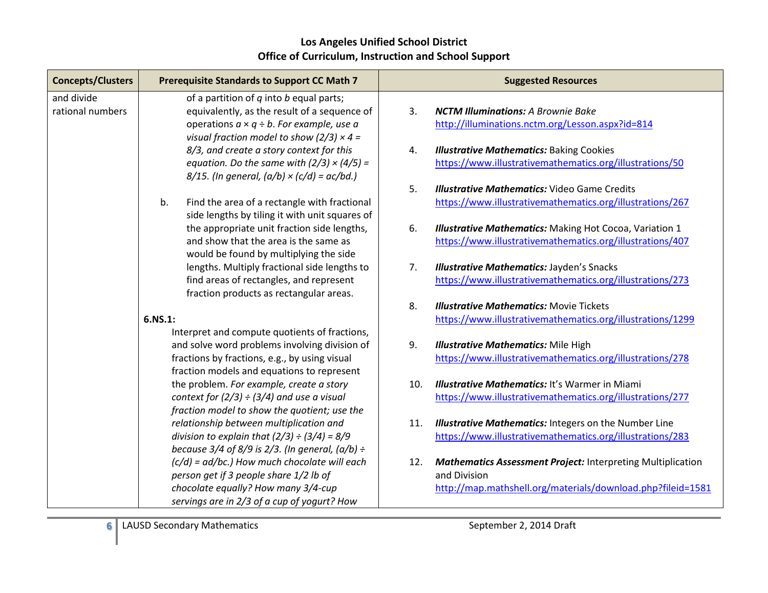**Los Angeles Unified School District**
**Office of Curriculum, Instruction and School Support**

| Concepts/Clusters | Prerequisite Standards to Support CC Math 7 | Suggested Resources |
|---|---|---|
| and divide rational numbers | of a partition of $q$ into $b$ equal parts; equivalently, as the result of a sequence of operations $a \times q \div b$. *For example, use a visual fraction model to show (2/3) × 4 = 8/3, and create a story context for this equation. Do the same with (2/3) × (4/5) = 8/15. (In general, (a/b) × (c/d) = ac/bd.)*<br><br>b. Find the area of a rectangle with fractional side lengths by tiling it with unit squares of the appropriate unit fraction side lengths, and show that the area is the same as would be found by multiplying the side lengths. Multiply fractional side lengths to find areas of rectangles, and represent fraction products as rectangular areas.<br><br>**6.NS.1:**<br>Interpret and compute quotients of fractions, and solve word problems involving division of fractions by fractions, e.g., by using visual fraction models and equations to represent the problem. *For example, create a story context for (2/3) ÷ (3/4) and use a visual fraction model to show the quotient; use the relationship between multiplication and division to explain that (2/3) ÷ (3/4) = 8/9 because 3/4 of 8/9 is 2/3. (In general, (a/b) ÷ (c/d) = ad/bc.) How much chocolate will each person get if 3 people share 1/2 lb of chocolate equally? How many 3/4-cup servings are in 2/3 of a cup of yogurt? How* | 3. ***NCTM Illuminations:*** *A Brownie Bake* http://illuminations.nctm.org/Lesson.aspx?id=814<br><br>4. ***Illustrative Mathematics:*** Baking Cookies https://www.illustrativemathematics.org/illustrations/50<br><br>5. ***Illustrative Mathematics:*** Video Game Credits https://www.illustrativemathematics.org/illustrations/267<br><br>6. ***Illustrative Mathematics:*** Making Hot Cocoa, Variation 1 https://www.illustrativemathematics.org/illustrations/407<br><br>7. ***Illustrative Mathematics:*** Jayden's Snacks https://www.illustrativemathematics.org/illustrations/273<br><br>8. ***Illustrative Mathematics:*** Movie Tickets https://www.illustrativemathematics.org/illustrations/1299<br><br>9. ***Illustrative Mathematics:*** Mile High https://www.illustrativemathematics.org/illustrations/278<br><br>10. ***Illustrative Mathematics:*** It's Warmer in Miami https://www.illustrativemathematics.org/illustrations/277<br><br>11. ***Illustrative Mathematics:*** Integers on the Number Line https://www.illustrativemathematics.org/illustrations/283<br><br>12. ***Mathematics Assessment Project:*** Interpreting Multiplication and Division http://map.mathshell.org/materials/download.php?fileid=1581 |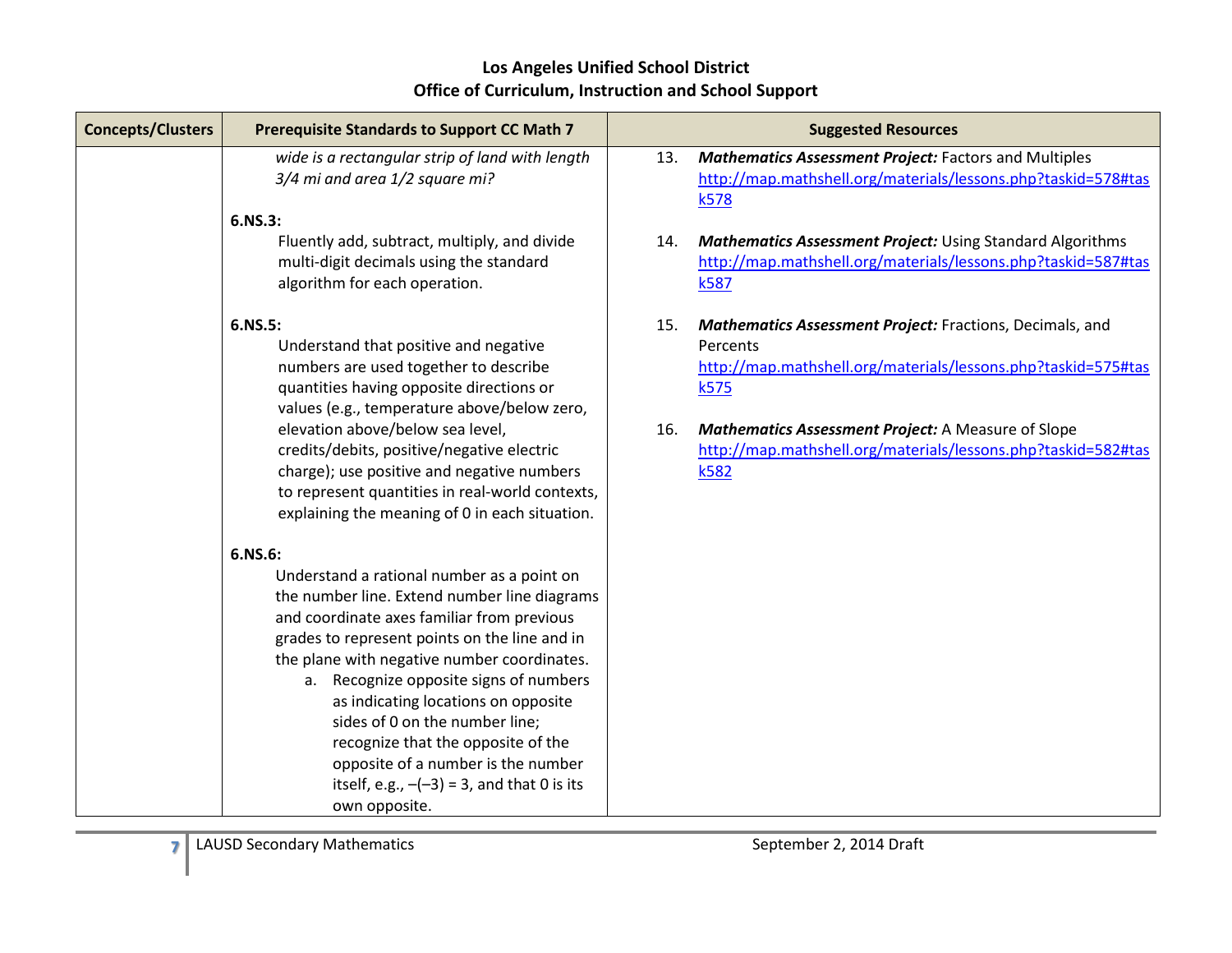| Concepts/Clusters | Prerequisite Standards to Support CC Math 7 | Suggested Resources |
|---|---|---|
| | *wide is a rectangular strip of land with length 3/4 mi and area 1/2 square mi?*<br><br>**6.NS.3:**<br>Fluently add, subtract, multiply, and divide multi-digit decimals using the standard algorithm for each operation.<br><br>**6.NS.5:**<br>Understand that positive and negative numbers are used together to describe quantities having opposite directions or values (e.g., temperature above/below zero, elevation above/below sea level, credits/debits, positive/negative electric charge); use positive and negative numbers to represent quantities in real-world contexts, explaining the meaning of 0 in each situation.<br><br>**6.NS.6:**<br>Understand a rational number as a point on the number line. Extend number line diagrams and coordinate axes familiar from previous grades to represent points on the line and in the plane with negative number coordinates.<br>a. Recognize opposite signs of numbers as indicating locations on opposite sides of 0 on the number line; recognize that the opposite of the opposite of a number is the number itself, e.g., –(–3) = 3, and that 0 is its own opposite. | 13. ***Mathematics Assessment Project:*** Factors and Multiples [http://map.mathshell.org/materials/lessons.php?taskid=578#task578](http://map.mathshell.org/materials/lessons.php?taskid=578#task578)<br><br>14. ***Mathematics Assessment Project:*** Using Standard Algorithms [http://map.mathshell.org/materials/lessons.php?taskid=587#task587](http://map.mathshell.org/materials/lessons.php?taskid=587#task587)<br><br>15. ***Mathematics Assessment Project:*** Fractions, Decimals, and Percents [http://map.mathshell.org/materials/lessons.php?taskid=575#task575](http://map.mathshell.org/materials/lessons.php?taskid=575#task575)<br><br>16. ***Mathematics Assessment Project:*** A Measure of Slope [http://map.mathshell.org/materials/lessons.php?taskid=582#task582](http://map.mathshell.org/materials/lessons.php?taskid=582#task582) |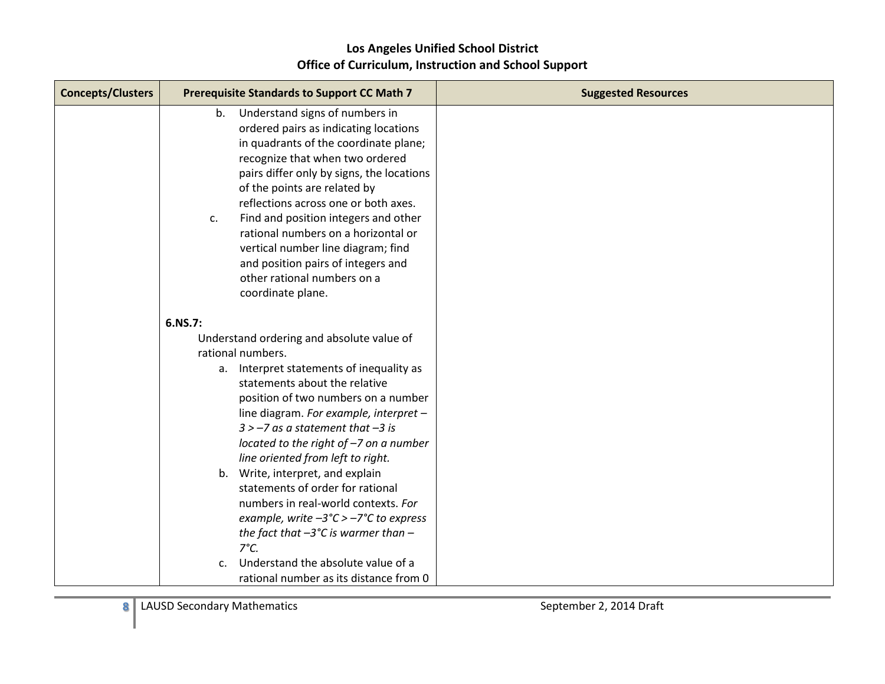| Concepts/Clusters | Prerequisite Standards to Support CC Math 7 | Suggested Resources |
| --- | --- | --- |
| | b. Understand signs of numbers in ordered pairs as indicating locations in quadrants of the coordinate plane; recognize that when two ordered pairs differ only by signs, the locations of the points are related by reflections across one or both axes.<br>c. Find and position integers and other rational numbers on a horizontal or vertical number line diagram; find and position pairs of integers and other rational numbers on a coordinate plane.<br><br>**6.NS.7:**<br>Understand ordering and absolute value of rational numbers.<br>a. Interpret statements of inequality as statements about the relative position of two numbers on a number line diagram. *For example, interpret –3 > –7 as a statement that –3 is located to the right of –7 on a number line oriented from left to right.*<br>b. Write, interpret, and explain statements of order for rational numbers in real-world contexts. *For example, write –3°C > –7°C to express the fact that –3°C is warmer than –7°C.*<br>c. Understand the absolute value of a rational number as its distance from 0 | |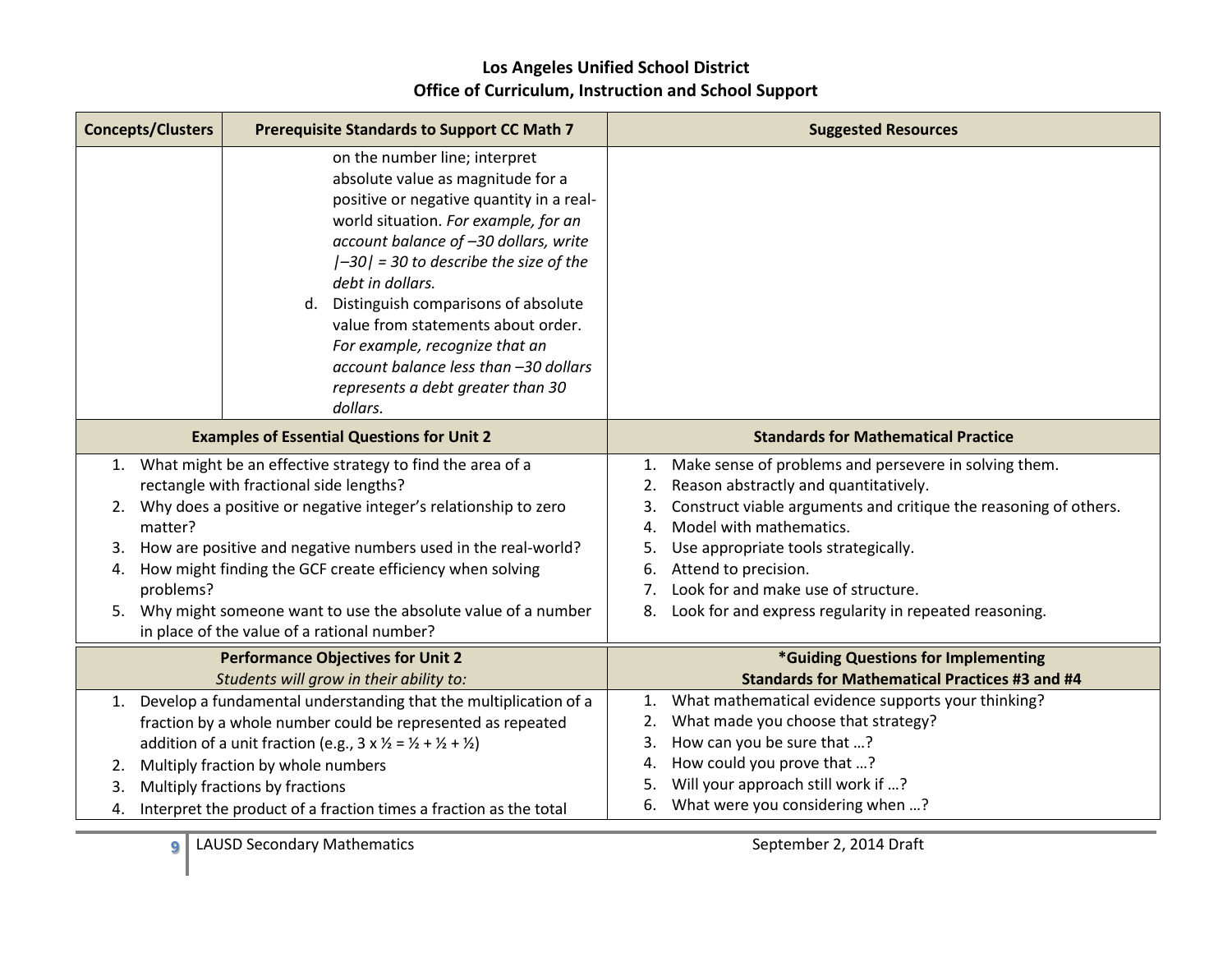# Los Angeles Unified School District
## Office of Curriculum, Instruction and School Support

| Concepts/Clusters | Prerequisite Standards to Support CC Math 7 | Suggested Resources |
|---|---|---|
| | on the number line; interpret absolute value as magnitude for a positive or negative quantity in a real-world situation. *For example, for an account balance of –30 dollars, write \|–30\| = 30 to describe the size of the debt in dollars.*<br>d. Distinguish comparisons of absolute value from statements about order. *For example, recognize that an account balance less than –30 dollars represents a debt greater than 30 dollars.* | |

| Examples of Essential Questions for Unit 2 | Standards for Mathematical Practice |
|---|---|
| 1. What might be an effective strategy to find the area of a rectangle with fractional side lengths?<br>2. Why does a positive or negative integer's relationship to zero matter?<br>3. How are positive and negative numbers used in the real-world?<br>4. How might finding the GCF create efficiency when solving problems?<br>5. Why might someone want to use the absolute value of a number in place of the value of a rational number? | 1. Make sense of problems and persevere in solving them.<br>2. Reason abstractly and quantitatively.<br>3. Construct viable arguments and critique the reasoning of others.<br>4. Model with mathematics.<br>5. Use appropriate tools strategically.<br>6. Attend to precision.<br>7. Look for and make use of structure.<br>8. Look for and express regularity in repeated reasoning. |

| Performance Objectives for Unit 2<br>*Students will grow in their ability to:* | *Guiding Questions for Implementing Standards for Mathematical Practices #3 and #4 |
|---|---|
| 1. Develop a fundamental understanding that the multiplication of a fraction by a whole number could be represented as repeated addition of a unit fraction (e.g., 3 x ½ = ½ + ½ + ½)<br>2. Multiply fraction by whole numbers<br>3. Multiply fractions by fractions<br>4. Interpret the product of a fraction times a fraction as the total | 1. What mathematical evidence supports your thinking?<br>2. What made you choose that strategy?<br>3. How can you be sure that …?<br>4. How could you prove that …?<br>5. Will your approach still work if …?<br>6. What were you considering when …? |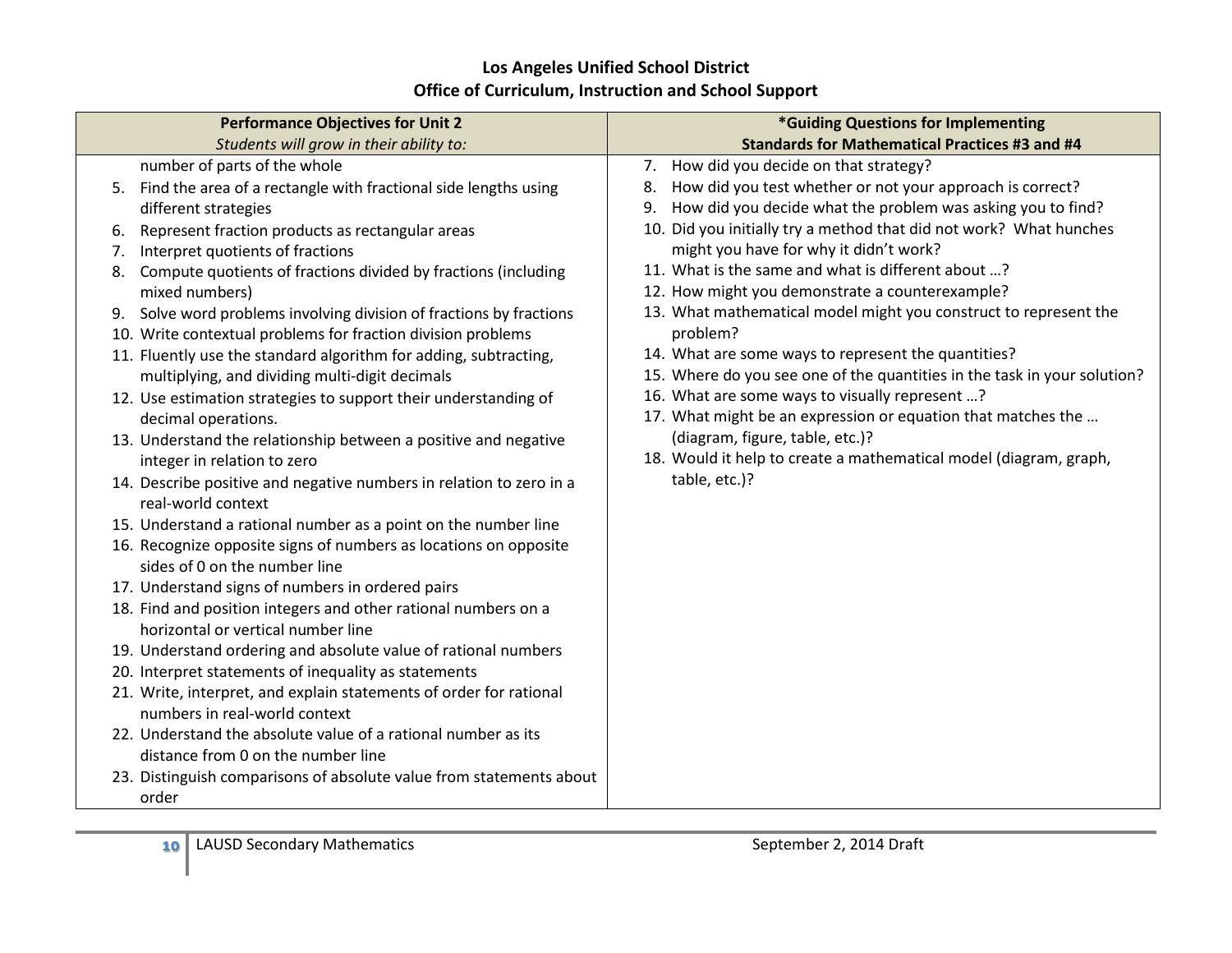Los Angeles Unified School District
Office of Curriculum, Instruction and School Support

| Performance Objectives for Unit 2<br>*Students will grow in their ability to:* | *Guiding Questions for Implementing<br>Standards for Mathematical Practices #3 and #4 |
|---|---|
| number of parts of the whole<br>5. Find the area of a rectangle with fractional side lengths using different strategies<br>6. Represent fraction products as rectangular areas<br>7. Interpret quotients of fractions<br>8. Compute quotients of fractions divided by fractions (including mixed numbers)<br>9. Solve word problems involving division of fractions by fractions<br>10. Write contextual problems for fraction division problems<br>11. Fluently use the standard algorithm for adding, subtracting, multiplying, and dividing multi-digit decimals<br>12. Use estimation strategies to support their understanding of decimal operations.<br>13. Understand the relationship between a positive and negative integer in relation to zero<br>14. Describe positive and negative numbers in relation to zero in a real-world context<br>15. Understand a rational number as a point on the number line<br>16. Recognize opposite signs of numbers as locations on opposite sides of 0 on the number line<br>17. Understand signs of numbers in ordered pairs<br>18. Find and position integers and other rational numbers on a horizontal or vertical number line<br>19. Understand ordering and absolute value of rational numbers<br>20. Interpret statements of inequality as statements<br>21. Write, interpret, and explain statements of order for rational numbers in real-world context<br>22. Understand the absolute value of a rational number as its distance from 0 on the number line<br>23. Distinguish comparisons of absolute value from statements about order | 7. How did you decide on that strategy?<br>8. How did you test whether or not your approach is correct?<br>9. How did you decide what the problem was asking you to find?<br>10. Did you initially try a method that did not work? What hunches might you have for why it didn't work?<br>11. What is the same and what is different about …?<br>12. How might you demonstrate a counterexample?<br>13. What mathematical model might you construct to represent the problem?<br>14. What are some ways to represent the quantities?<br>15. Where do you see one of the quantities in the task in your solution?<br>16. What are some ways to visually represent …?<br>17. What might be an expression or equation that matches the … (diagram, figure, table, etc.)?<br>18. Would it help to create a mathematical model (diagram, graph, table, etc.)? |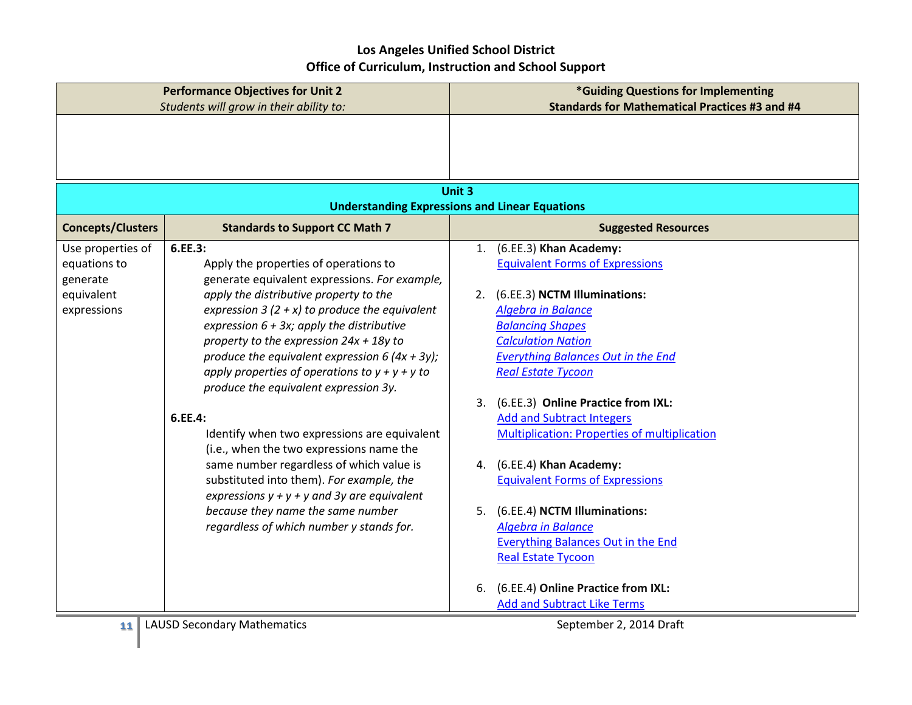Los Angeles Unified School District
Office of Curriculum, Instruction and School Support

| Performance Objectives for Unit 2<br>*Students will grow in their ability to:* | *Guiding Questions for Implementing<br>Standards for Mathematical Practices #3 and #4 |
|---|---|
| | |

| Unit 3<br>Understanding Expressions and Linear Equations | | |
|---|---|---|
| **Concepts/Clusters** | **Standards to Support CC Math 7** | **Suggested Resources** |
| Use properties of equations to generate equivalent expressions | **6.EE.3:**<br>Apply the properties of operations to generate equivalent expressions. *For example, apply the distributive property to the expression 3 (2 + x) to produce the equivalent expression 6 + 3x; apply the distributive property to the expression 24x + 18y to produce the equivalent expression 6 (4x + 3y); apply properties of operations to y + y + y to produce the equivalent expression 3y.*<br><br>**6.EE.4:**<br>Identify when two expressions are equivalent (i.e., when the two expressions name the same number regardless of which value is substituted into them). *For example, the expressions y + y + y and 3y are equivalent because they name the same number regardless of which number y stands for.* | 1. (6.EE.3) **Khan Academy:**<br>Equivalent Forms of Expressions<br><br>2. (6.EE.3) **NCTM Illuminations:**<br>*Algebra in Balance*<br>*Balancing Shapes*<br>*Calculation Nation*<br>*Everything Balances Out in the End*<br>*Real Estate Tycoon*<br><br>3. (6.EE.3) **Online Practice from IXL:**<br>Add and Subtract Integers<br>Multiplication: Properties of multiplication<br><br>4. (6.EE.4) **Khan Academy:**<br>Equivalent Forms of Expressions<br><br>5. (6.EE.4) **NCTM Illuminations:**<br>*Algebra in Balance*<br>Everything Balances Out in the End<br>Real Estate Tycoon<br><br>6. (6.EE.4) **Online Practice from IXL:**<br>Add and Subtract Like Terms |

LAUSD Secondary Mathematics — September 2, 2014 Draft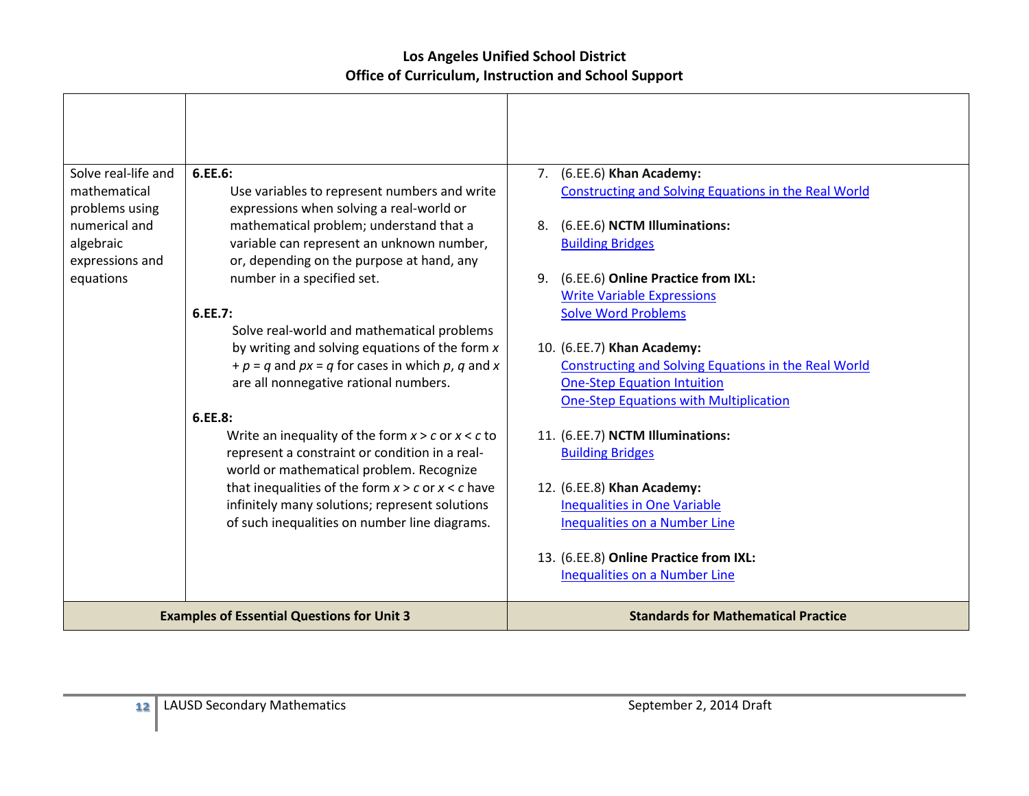|  |  |  |
|---|---|---|
|  |  |  |
| Solve real-life and mathematical problems using numerical and algebraic expressions and equations | **6.EE.6:** Use variables to represent numbers and write expressions when solving a real-world or mathematical problem; understand that a variable can represent an unknown number, or, depending on the purpose at hand, any number in a specified set.<br><br>**6.EE.7:** Solve real-world and mathematical problems by writing and solving equations of the form $x + p = q$ and $px = q$ for cases in which $p$, $q$ and $x$ are all nonnegative rational numbers.<br><br>**6.EE.8:** Write an inequality of the form $x > c$ or $x < c$ to represent a constraint or condition in a real-world or mathematical problem. Recognize that inequalities of the form $x > c$ or $x < c$ have infinitely many solutions; represent solutions of such inequalities on number line diagrams. | 7. (6.EE.6) **Khan Academy:** Constructing and Solving Equations in the Real World<br><br>8. (6.EE.6) **NCTM Illuminations:** Building Bridges<br><br>9. (6.EE.6) **Online Practice from IXL:** Write Variable Expressions<br>Solve Word Problems<br><br>10. (6.EE.7) **Khan Academy:** Constructing and Solving Equations in the Real World<br>One-Step Equation Intuition<br>One-Step Equations with Multiplication<br><br>11. (6.EE.7) **NCTM Illuminations:** Building Bridges<br><br>12. (6.EE.8) **Khan Academy:** Inequalities in One Variable<br>Inequalities on a Number Line<br><br>13. (6.EE.8) **Online Practice from IXL:** Inequalities on a Number Line |
| **Examples of Essential Questions for Unit 3** |  | **Standards for Mathematical Practice** |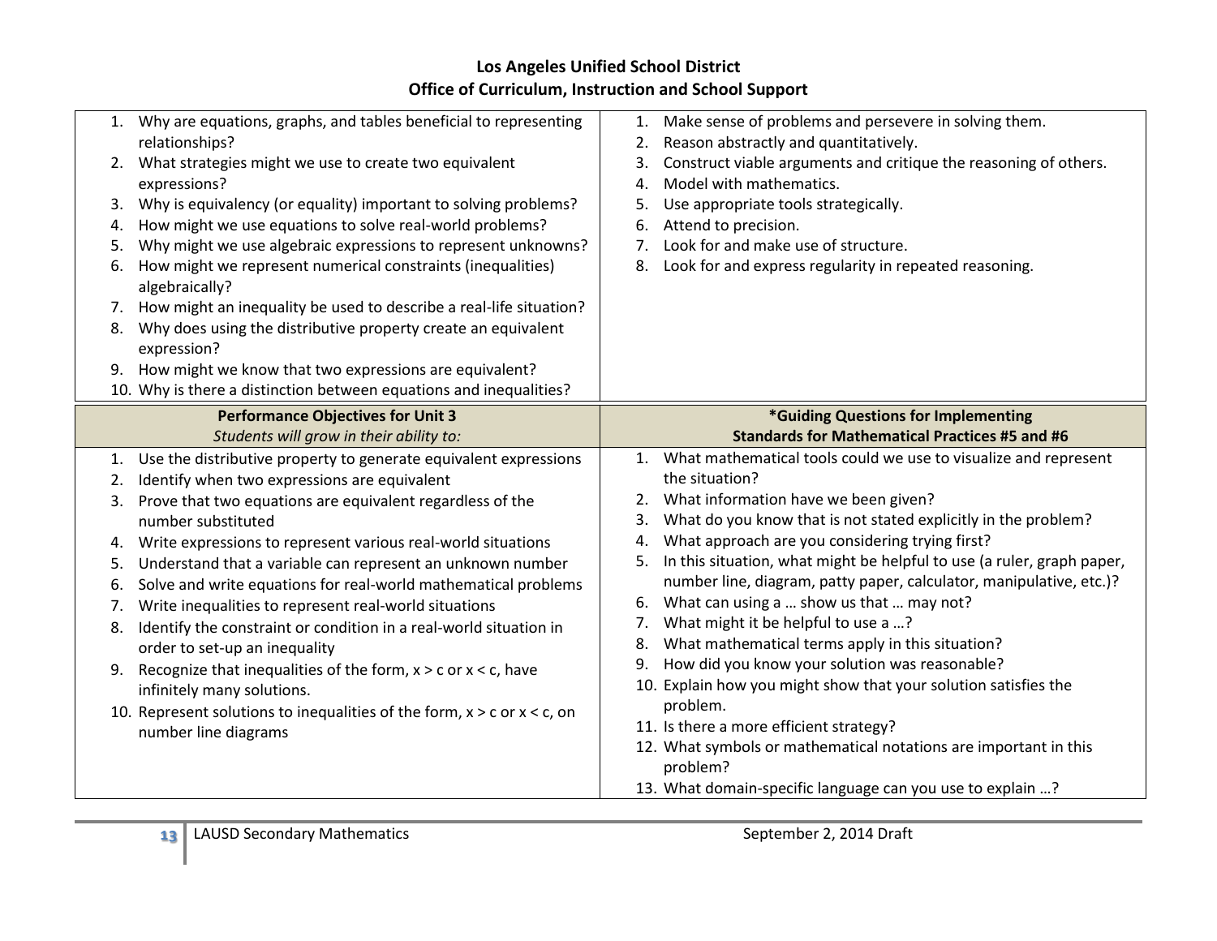| | |
|---|---|
| 1. Why are equations, graphs, and tables beneficial to representing relationships?<br>2. What strategies might we use to create two equivalent expressions?<br>3. Why is equivalency (or equality) important to solving problems?<br>4. How might we use equations to solve real-world problems?<br>5. Why might we use algebraic expressions to represent unknowns?<br>6. How might we represent numerical constraints (inequalities) algebraically?<br>7. How might an inequality be used to describe a real-life situation?<br>8. Why does using the distributive property create an equivalent expression?<br>9. How might we know that two expressions are equivalent?<br>10. Why is there a distinction between equations and inequalities? | 1. Make sense of problems and persevere in solving them.<br>2. Reason abstractly and quantitatively.<br>3. Construct viable arguments and critique the reasoning of others.<br>4. Model with mathematics.<br>5. Use appropriate tools strategically.<br>6. Attend to precision.<br>7. Look for and make use of structure.<br>8. Look for and express regularity in repeated reasoning. |
| **Performance Objectives for Unit 3**<br>*Students will grow in their ability to:* | **\*Guiding Questions for Implementing Standards for Mathematical Practices #5 and #6** |
| 1. Use the distributive property to generate equivalent expressions<br>2. Identify when two expressions are equivalent<br>3. Prove that two equations are equivalent regardless of the number substituted<br>4. Write expressions to represent various real-world situations<br>5. Understand that a variable can represent an unknown number<br>6. Solve and write equations for real-world mathematical problems<br>7. Write inequalities to represent real-world situations<br>8. Identify the constraint or condition in a real-world situation in order to set-up an inequality<br>9. Recognize that inequalities of the form, $x > c$ or $x < c$, have infinitely many solutions.<br>10. Represent solutions to inequalities of the form, $x > c$ or $x < c$, on number line diagrams | 1. What mathematical tools could we use to visualize and represent the situation?<br>2. What information have we been given?<br>3. What do you know that is not stated explicitly in the problem?<br>4. What approach are you considering trying first?<br>5. In this situation, what might be helpful to use (a ruler, graph paper, number line, diagram, patty paper, calculator, manipulative, etc.)?<br>6. What can using a … show us that … may not?<br>7. What might it be helpful to use a …?<br>8. What mathematical terms apply in this situation?<br>9. How did you know your solution was reasonable?<br>10. Explain how you might show that your solution satisfies the problem.<br>11. Is there a more efficient strategy?<br>12. What symbols or mathematical notations are important in this problem?<br>13. What domain-specific language can you use to explain …? |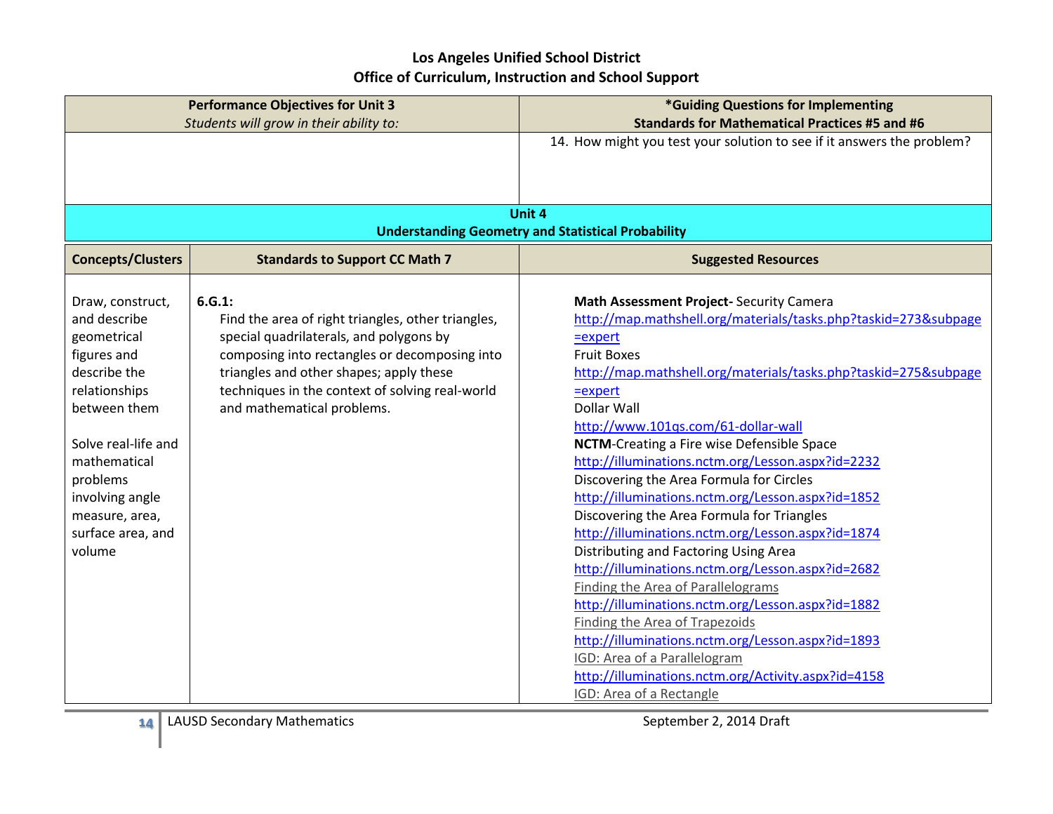| Performance Objectives for Unit 3<br>*Students will grow in their ability to:* | *Guiding Questions for Implementing Standards for Mathematical Practices #5 and #6 |
|---|---|
| | 14. How might you test your solution to see if it answers the problem? |

**Unit 4**
**Understanding Geometry and Statistical Probability**

| Concepts/Clusters | Standards to Support CC Math 7 | Suggested Resources |
|---|---|---|
| Draw, construct, and describe geometrical figures and describe the relationships between them<br><br>Solve real-life and mathematical problems involving angle measure, area, surface area, and volume | **6.G.1:**<br>Find the area of right triangles, other triangles, special quadrilaterals, and polygons by composing into rectangles or decomposing into triangles and other shapes; apply these techniques in the context of solving real-world and mathematical problems. | **Math Assessment Project-** Security Camera<br>http://map.mathshell.org/materials/tasks.php?taskid=273&subpage=expert<br>Fruit Boxes<br>http://map.mathshell.org/materials/tasks.php?taskid=275&subpage=expert<br>Dollar Wall<br>http://www.101qs.com/61-dollar-wall<br>**NCTM**-Creating a Fire wise Defensible Space<br>http://illuminations.nctm.org/Lesson.aspx?id=2232<br>Discovering the Area Formula for Circles<br>http://illuminations.nctm.org/Lesson.aspx?id=1852<br>Discovering the Area Formula for Triangles<br>http://illuminations.nctm.org/Lesson.aspx?id=1874<br>Distributing and Factoring Using Area<br>http://illuminations.nctm.org/Lesson.aspx?id=2682<br>Finding the Area of Parallelograms<br>http://illuminations.nctm.org/Lesson.aspx?id=1882<br>Finding the Area of Trapezoids<br>http://illuminations.nctm.org/Lesson.aspx?id=1893<br>IGD: Area of a Parallelogram<br>http://illuminations.nctm.org/Activity.aspx?id=4158<br>IGD: Area of a Rectangle |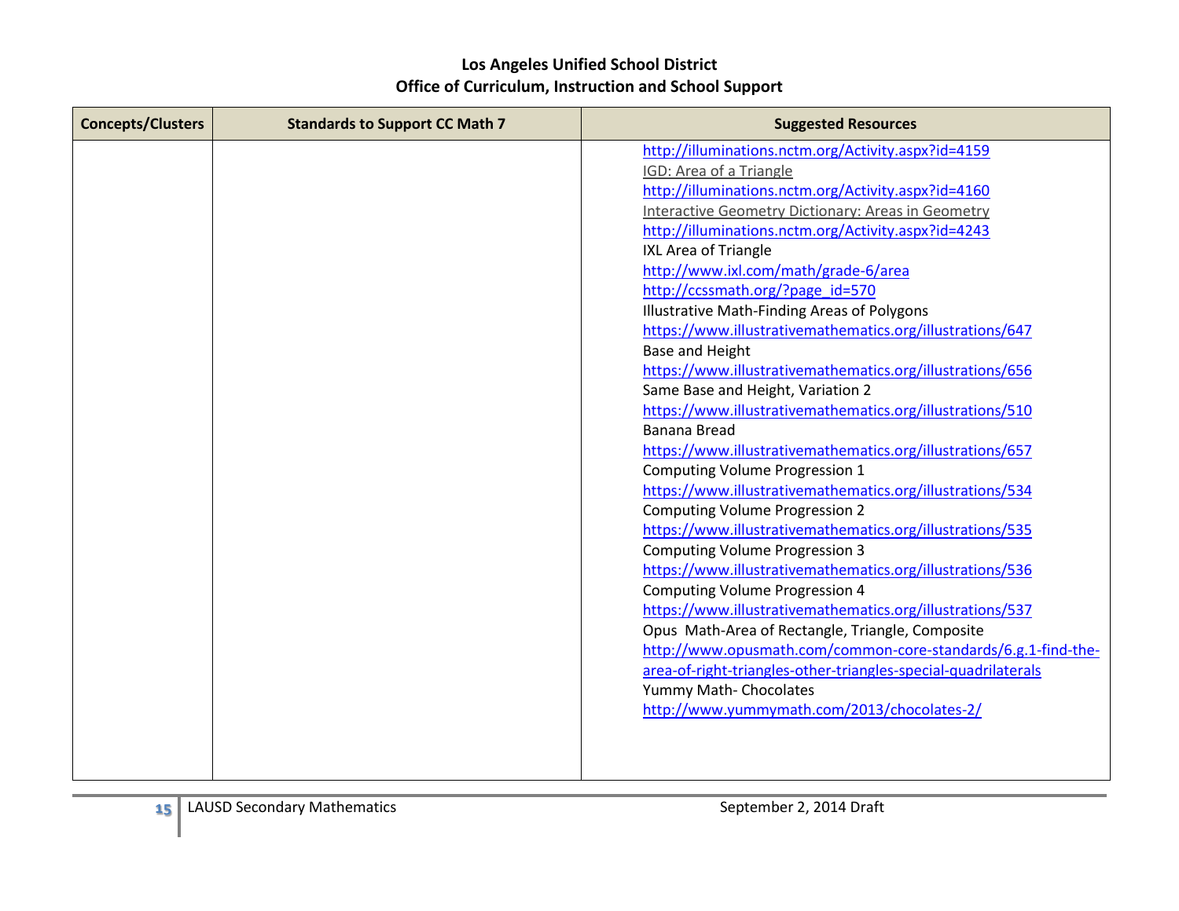**Los Angeles Unified School District**
**Office of Curriculum, Instruction and School Support**

| Concepts/Clusters | Standards to Support CC Math 7 | Suggested Resources |
|---|---|---|
| | | http://illuminations.nctm.org/Activity.aspx?id=4159<br>IGD: Area of a Triangle<br>http://illuminations.nctm.org/Activity.aspx?id=4160<br>Interactive Geometry Dictionary: Areas in Geometry<br>http://illuminations.nctm.org/Activity.aspx?id=4243<br>IXL Area of Triangle<br>http://www.ixl.com/math/grade-6/area<br>http://ccssmath.org/?page_id=570<br>Illustrative Math-Finding Areas of Polygons<br>https://www.illustrativemathematics.org/illustrations/647<br>Base and Height<br>https://www.illustrativemathematics.org/illustrations/656<br>Same Base and Height, Variation 2<br>https://www.illustrativemathematics.org/illustrations/510<br>Banana Bread<br>https://www.illustrativemathematics.org/illustrations/657<br>Computing Volume Progression 1<br>https://www.illustrativemathematics.org/illustrations/534<br>Computing Volume Progression 2<br>https://www.illustrativemathematics.org/illustrations/535<br>Computing Volume Progression 3<br>https://www.illustrativemathematics.org/illustrations/536<br>Computing Volume Progression 4<br>https://www.illustrativemathematics.org/illustrations/537<br>Opus Math-Area of Rectangle, Triangle, Composite<br>http://www.opusmath.com/common-core-standards/6.g.1-find-the-area-of-right-triangles-other-triangles-special-quadrilaterals<br>Yummy Math- Chocolates<br>http://www.yummymath.com/2013/chocolates-2/ |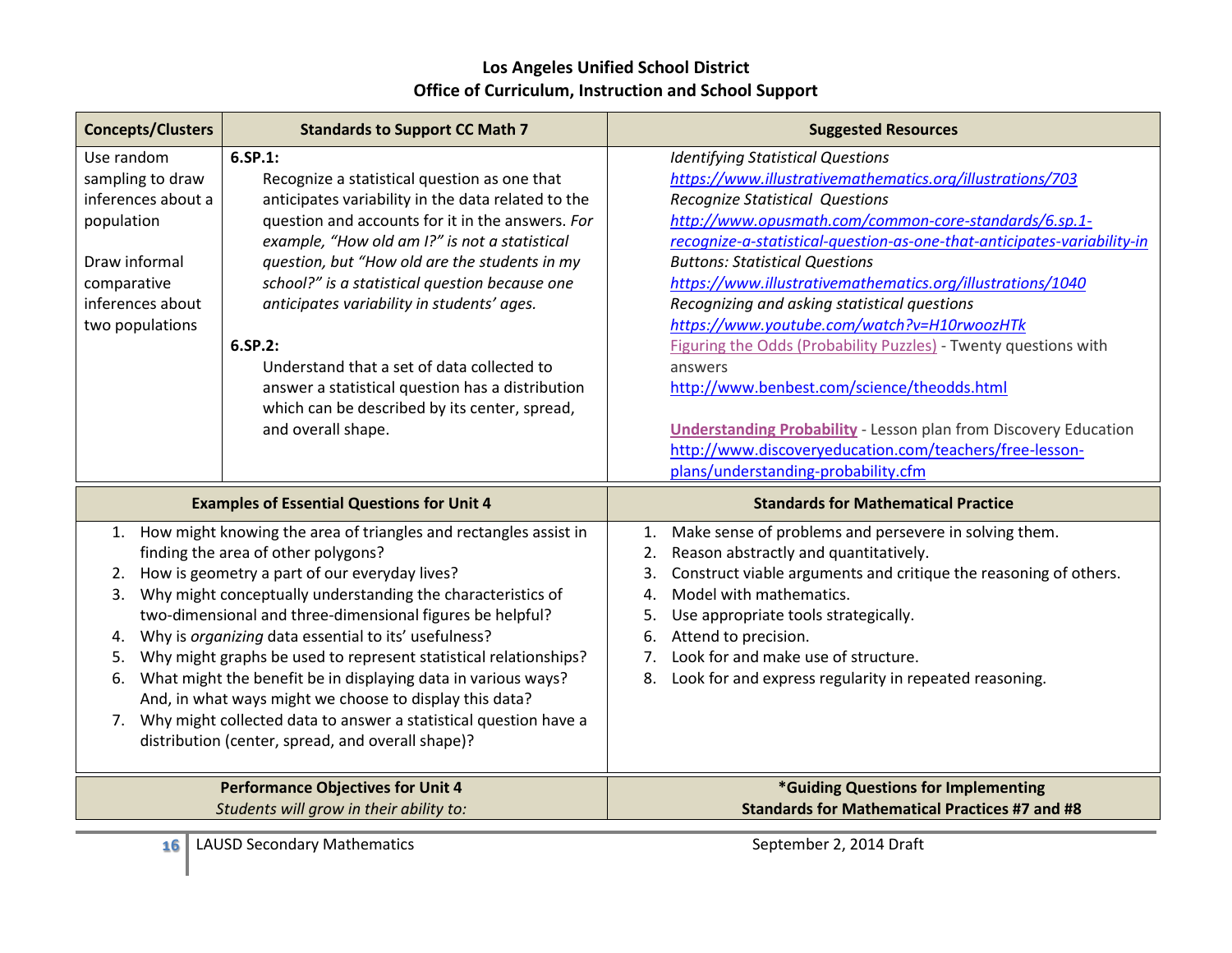**Los Angeles Unified School District**
**Office of Curriculum, Instruction and School Support**

| Concepts/Clusters | Standards to Support CC Math 7 | Suggested Resources |
|---|---|---|
| Use random sampling to draw inferences about a population<br><br>Draw informal comparative inferences about two populations | **6.SP.1:**<br>Recognize a statistical question as one that anticipates variability in the data related to the question and accounts for it in the answers. *For example, "How old am I?" is not a statistical question, but "How old are the students in my school?" is a statistical question because one anticipates variability in students' ages.*<br><br>**6.SP.2:**<br>Understand that a set of data collected to answer a statistical question has a distribution which can be described by its center, spread, and overall shape. | *Identifying Statistical Questions*<br>*https://www.illustrativemathematics.org/illustrations/703*<br>*Recognize Statistical Questions*<br>*http://www.opusmath.com/common-core-standards/6.sp.1-recognize-a-statistical-question-as-one-that-anticipates-variability-in*<br>*Buttons: Statistical Questions*<br>*https://www.illustrativemathematics.org/illustrations/1040*<br>*Recognizing and asking statistical questions*<br>*https://www.youtube.com/watch?v=H10rwoozHTk*<br>Figuring the Odds (Probability Puzzles) - Twenty questions with answers<br>http://www.benbest.com/science/theodds.html<br><br>**Understanding Probability** - Lesson plan from Discovery Education<br>http://www.discoveryeducation.com/teachers/free-lesson-plans/understanding-probability.cfm |

| Examples of Essential Questions for Unit 4 | Standards for Mathematical Practice |
|---|---|
| 1. How might knowing the area of triangles and rectangles assist in finding the area of other polygons?<br>2. How is geometry a part of our everyday lives?<br>3. Why might conceptually understanding the characteristics of two-dimensional and three-dimensional figures be helpful?<br>4. Why is *organizing* data essential to its' usefulness?<br>5. Why might graphs be used to represent statistical relationships?<br>6. What might the benefit be in displaying data in various ways? And, in what ways might we choose to display this data?<br>7. Why might collected data to answer a statistical question have a distribution (center, spread, and overall shape)? | 1. Make sense of problems and persevere in solving them.<br>2. Reason abstractly and quantitatively.<br>3. Construct viable arguments and critique the reasoning of others.<br>4. Model with mathematics.<br>5. Use appropriate tools strategically.<br>6. Attend to precision.<br>7. Look for and make use of structure.<br>8. Look for and express regularity in repeated reasoning. |

| Performance Objectives for Unit 4<br>*Students will grow in their ability to:* | *Guiding Questions for Implementing Standards for Mathematical Practices #7 and #8 |
|---|---|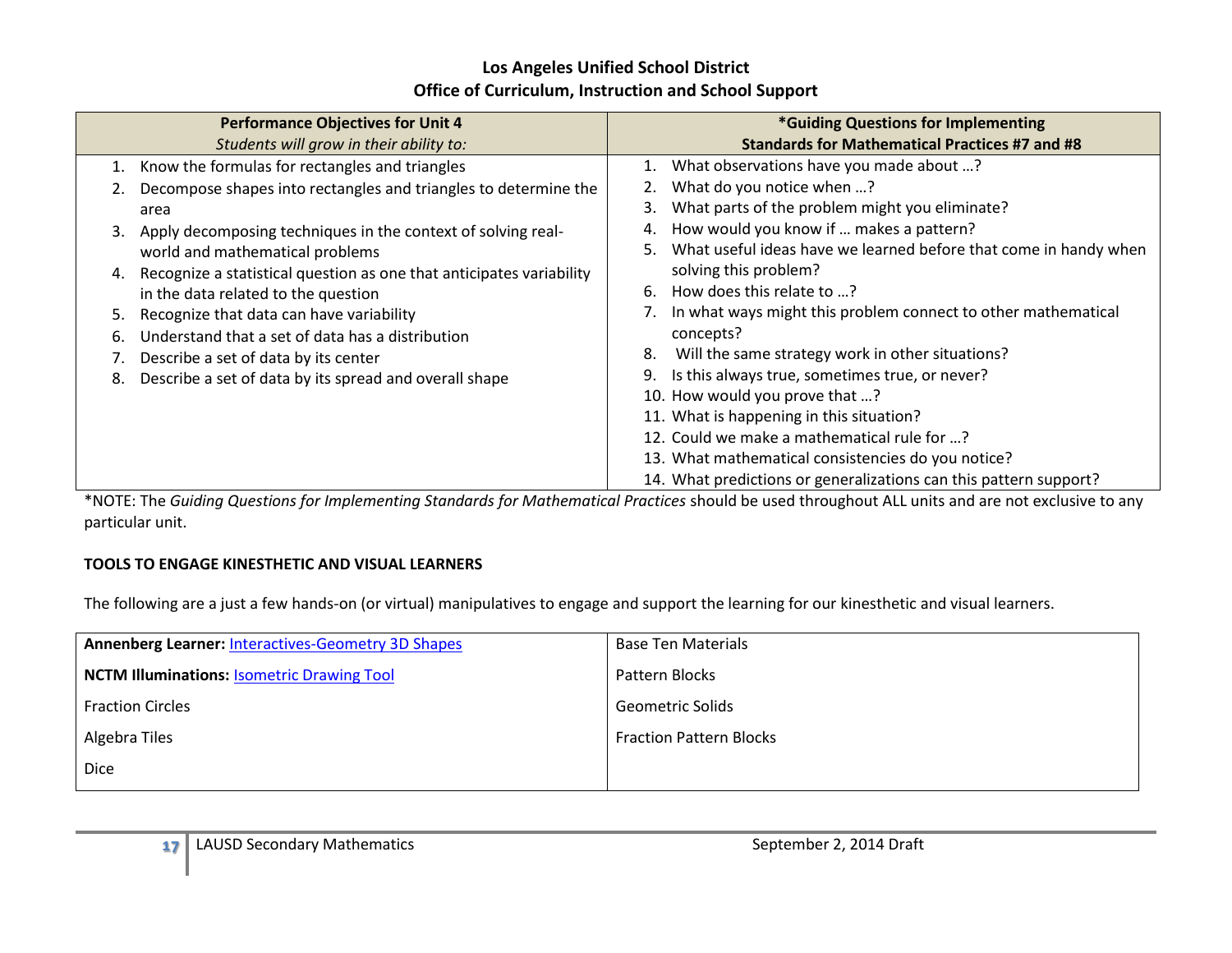## Los Angeles Unified School District
## Office of Curriculum, Instruction and School Support

| **Performance Objectives for Unit 4**<br>*Students will grow in their ability to:* | **\*Guiding Questions for Implementing Standards for Mathematical Practices #7 and #8** |
|---|---|
| 1. Know the formulas for rectangles and triangles<br>2. Decompose shapes into rectangles and triangles to determine the area<br>3. Apply decomposing techniques in the context of solving real-world and mathematical problems<br>4. Recognize a statistical question as one that anticipates variability in the data related to the question<br>5. Recognize that data can have variability<br>6. Understand that a set of data has a distribution<br>7. Describe a set of data by its center<br>8. Describe a set of data by its spread and overall shape | 1. What observations have you made about …?<br>2. What do you notice when …?<br>3. What parts of the problem might you eliminate?<br>4. How would you know if … makes a pattern?<br>5. What useful ideas have we learned before that come in handy when solving this problem?<br>6. How does this relate to …?<br>7. In what ways might this problem connect to other mathematical concepts?<br>8. Will the same strategy work in other situations?<br>9. Is this always true, sometimes true, or never?<br>10. How would you prove that …?<br>11. What is happening in this situation?<br>12. Could we make a mathematical rule for …?<br>13. What mathematical consistencies do you notice?<br>14. What predictions or generalizations can this pattern support? |

*NOTE: The *Guiding Questions for Implementing Standards for Mathematical Practices* should be used throughout ALL units and are not exclusive to any particular unit.

**TOOLS TO ENGAGE KINESTHETIC AND VISUAL LEARNERS**

The following are a just a few hands-on (or virtual) manipulatives to engage and support the learning for our kinesthetic and visual learners.

| | |
|---|---|
| **Annenberg Learner:** Interactives-Geometry 3D Shapes | Base Ten Materials |
| **NCTM Illuminations:** Isometric Drawing Tool | Pattern Blocks |
| Fraction Circles | Geometric Solids |
| Algebra Tiles | Fraction Pattern Blocks |
| Dice | |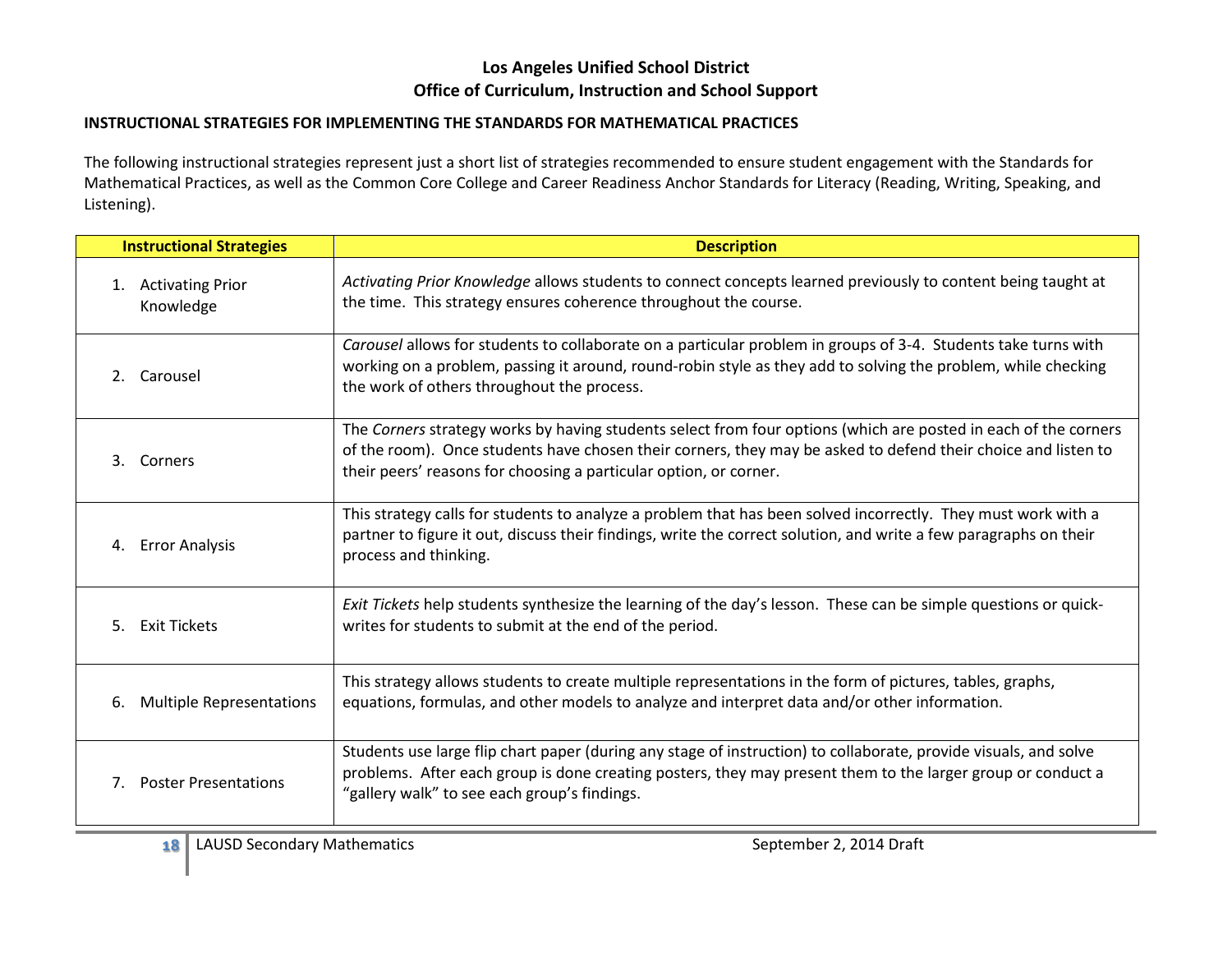# Los Angeles Unified School District
## Office of Curriculum, Instruction and School Support

**INSTRUCTIONAL STRATEGIES FOR IMPLEMENTING THE STANDARDS FOR MATHEMATICAL PRACTICES**

The following instructional strategies represent just a short list of strategies recommended to ensure student engagement with the Standards for Mathematical Practices, as well as the Common Core College and Career Readiness Anchor Standards for Literacy (Reading, Writing, Speaking, and Listening).

| Instructional Strategies | Description |
|---|---|
| 1. Activating Prior Knowledge | *Activating Prior Knowledge* allows students to connect concepts learned previously to content being taught at the time. This strategy ensures coherence throughout the course. |
| 2. Carousel | *Carousel* allows for students to collaborate on a particular problem in groups of 3-4. Students take turns with working on a problem, passing it around, round-robin style as they add to solving the problem, while checking the work of others throughout the process. |
| 3. Corners | The *Corners* strategy works by having students select from four options (which are posted in each of the corners of the room). Once students have chosen their corners, they may be asked to defend their choice and listen to their peers' reasons for choosing a particular option, or corner. |
| 4. Error Analysis | This strategy calls for students to analyze a problem that has been solved incorrectly. They must work with a partner to figure it out, discuss their findings, write the correct solution, and write a few paragraphs on their process and thinking. |
| 5. Exit Tickets | *Exit Tickets* help students synthesize the learning of the day's lesson. These can be simple questions or quick-writes for students to submit at the end of the period. |
| 6. Multiple Representations | This strategy allows students to create multiple representations in the form of pictures, tables, graphs, equations, formulas, and other models to analyze and interpret data and/or other information. |
| 7. Poster Presentations | Students use large flip chart paper (during any stage of instruction) to collaborate, provide visuals, and solve problems. After each group is done creating posters, they may present them to the larger group or conduct a "gallery walk" to see each group's findings. |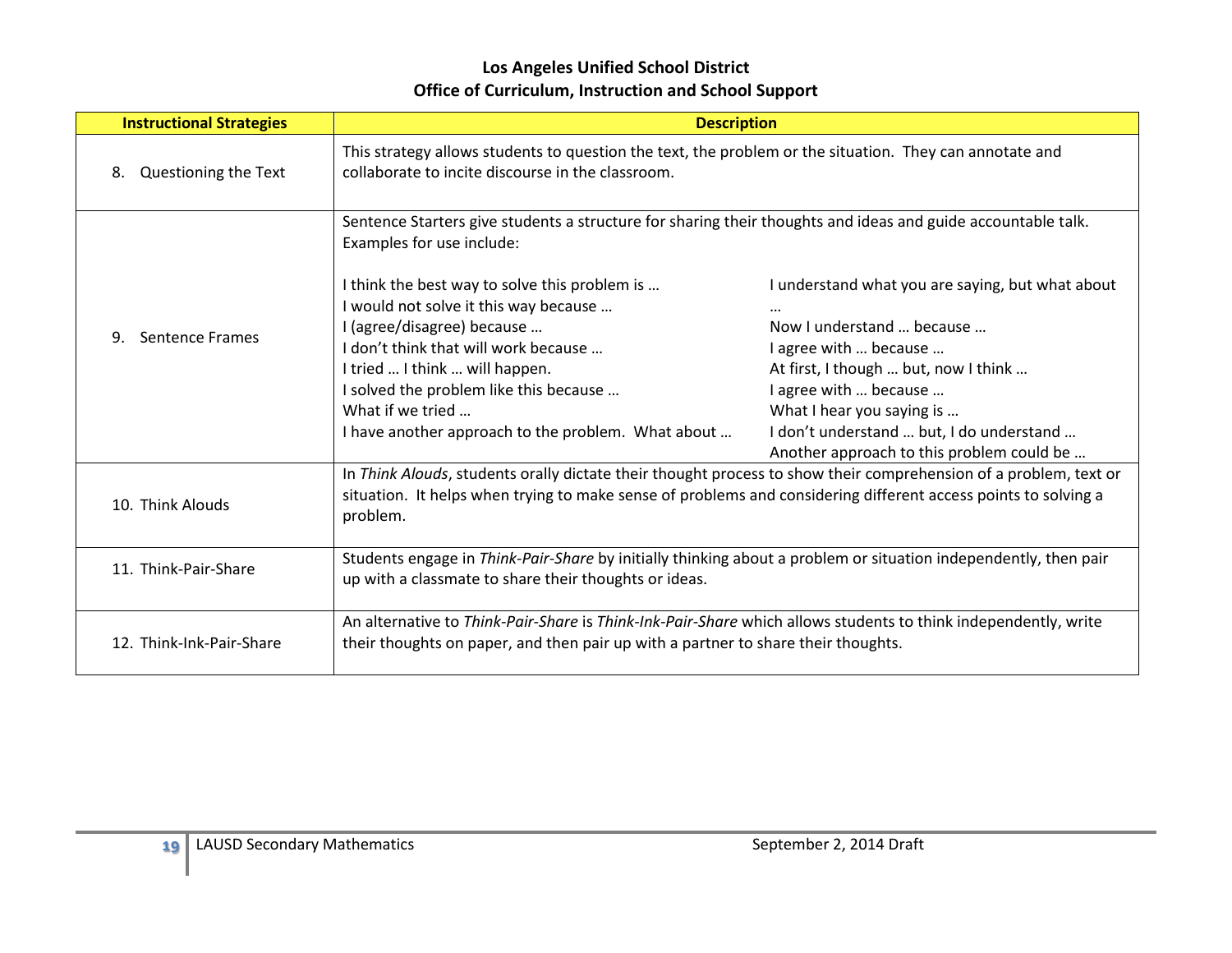**Los Angeles Unified School District**
**Office of Curriculum, Instruction and School Support**

| Instructional Strategies | Description |
|---|---|
| 8. Questioning the Text | This strategy allows students to question the text, the problem or the situation. They can annotate and collaborate to incite discourse in the classroom. |
| 9. Sentence Frames | Sentence Starters give students a structure for sharing their thoughts and ideas and guide accountable talk. Examples for use include:<br><br>I think the best way to solve this problem is …<br>I would not solve it this way because …<br>I (agree/disagree) because …<br>I don't think that will work because …<br>I tried … I think … will happen.<br>I solved the problem like this because …<br>What if we tried …<br>I have another approach to the problem. What about …<br>I understand what you are saying, but what about …<br>Now I understand … because …<br>I agree with … because …<br>At first, I though … but, now I think …<br>I agree with … because …<br>What I hear you saying is …<br>I don't understand … but, I do understand …<br>Another approach to this problem could be … |
| 10. Think Alouds | In *Think Alouds*, students orally dictate their thought process to show their comprehension of a problem, text or situation. It helps when trying to make sense of problems and considering different access points to solving a problem. |
| 11. Think-Pair-Share | Students engage in *Think-Pair-Share* by initially thinking about a problem or situation independently, then pair up with a classmate to share their thoughts or ideas. |
| 12. Think-Ink-Pair-Share | An alternative to *Think-Pair-Share* is *Think-Ink-Pair-Share* which allows students to think independently, write their thoughts on paper, and then pair up with a partner to share their thoughts. |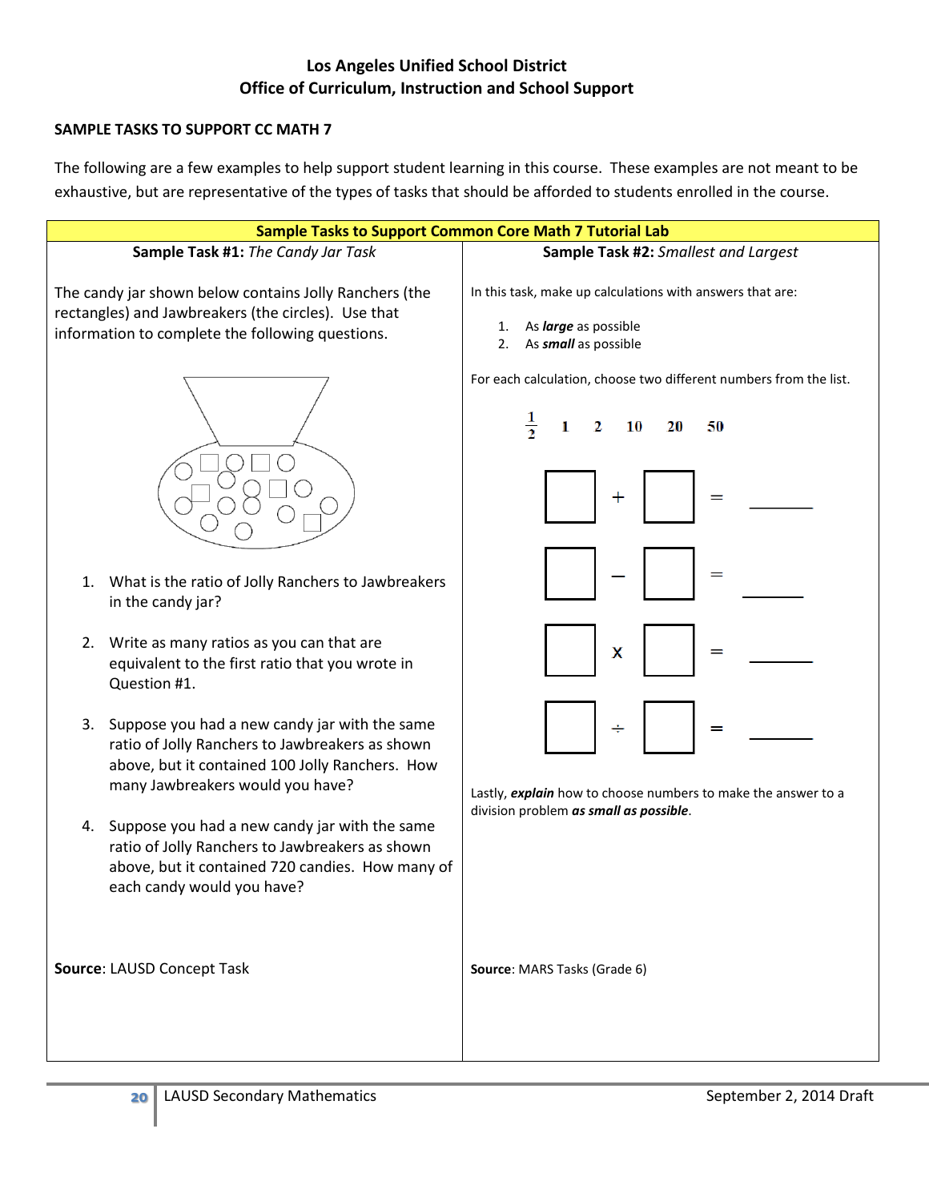**Los Angeles Unified School District**
**Office of Curriculum, Instruction and School Support**

**SAMPLE TASKS TO SUPPORT CC MATH 7**

The following are a few examples to help support student learning in this course. These examples are not meant to be exhaustive, but are representative of the types of tasks that should be afforded to students enrolled in the course.

## Sample Tasks to Support Common Core Math 7 Tutorial Lab

### Sample Task #1: *The Candy Jar Task*

The candy jar shown below contains Jolly Ranchers (the rectangles) and Jawbreakers (the circles). Use that information to complete the following questions.

1. What is the ratio of Jolly Ranchers to Jawbreakers in the candy jar?
2. Write as many ratios as you can that are equivalent to the first ratio that you wrote in Question #1.
3. Suppose you had a new candy jar with the same ratio of Jolly Ranchers to Jawbreakers as shown above, but it contained 100 Jolly Ranchers. How many Jawbreakers would you have?
4. Suppose you had a new candy jar with the same ratio of Jolly Ranchers to Jawbreakers as shown above, but it contained 720 candies. How many of each candy would you have?

**Source**: LAUSD Concept Task

### Sample Task #2: *Smallest and Largest*

In this task, make up calculations with answers that are:

1. As ***large*** as possible
2. As ***small*** as possible

For each calculation, choose two different numbers from the list.

$\frac{1}{2}$ &nbsp;&nbsp; 1 &nbsp;&nbsp; 2 &nbsp;&nbsp; 10 &nbsp;&nbsp; 20 &nbsp;&nbsp; 50

$\square + \square =$ \_\_\_\_\_\_

$\square - \square =$ \_\_\_\_\_\_

$\square \times \square =$ \_\_\_\_\_\_

$\square \div \square =$ \_\_\_\_\_\_

Lastly, ***explain*** how to choose numbers to make the answer to a division problem ***as small as possible***.

**Source**: MARS Tasks (Grade 6)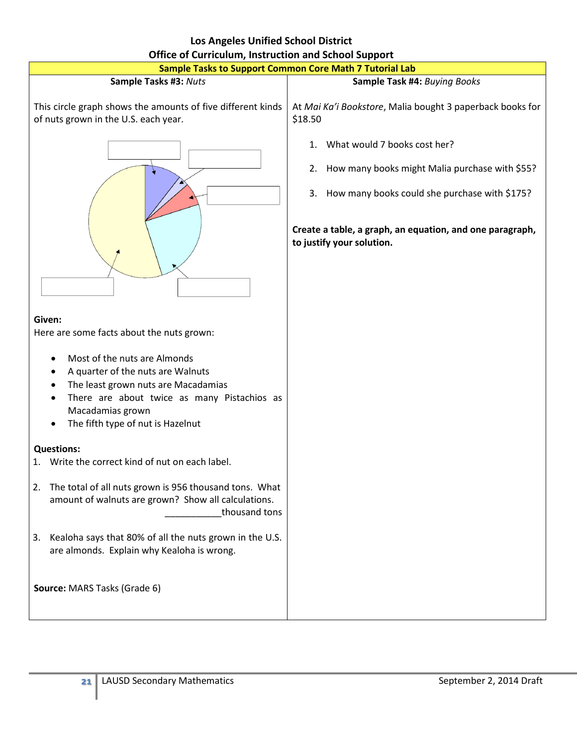# Los Angeles Unified School District
## Office of Curriculum, Instruction and School Support

**Sample Tasks to Support Common Core Math 7 Tutorial Lab**

### Sample Tasks #3: *Nuts*

This circle graph shows the amounts of five different kinds of nuts grown in the U.S. each year.

**Given:**
Here are some facts about the nuts grown:

- Most of the nuts are Almonds
- A quarter of the nuts are Walnuts
- The least grown nuts are Macadamias
- There are about twice as many Pistachios as Macadamias grown
- The fifth type of nut is Hazelnut

**Questions:**

1. Write the correct kind of nut on each label.
2. The total of all nuts grown is 956 thousand tons. What amount of walnuts are grown? Show all calculations. ___________thousand tons
3. Kealoha says that 80% of all the nuts grown in the U.S. are almonds. Explain why Kealoha is wrong.

**Source:** MARS Tasks (Grade 6)

### Sample Task #4: *Buying Books*

At *Mai Ka'i Bookstore*, Malia bought 3 paperback books for $18.50

1. What would 7 books cost her?
2. How many books might Malia purchase with $55?
3. How many books could she purchase with $175?

**Create a table, a graph, an equation, and one paragraph, to justify your solution.**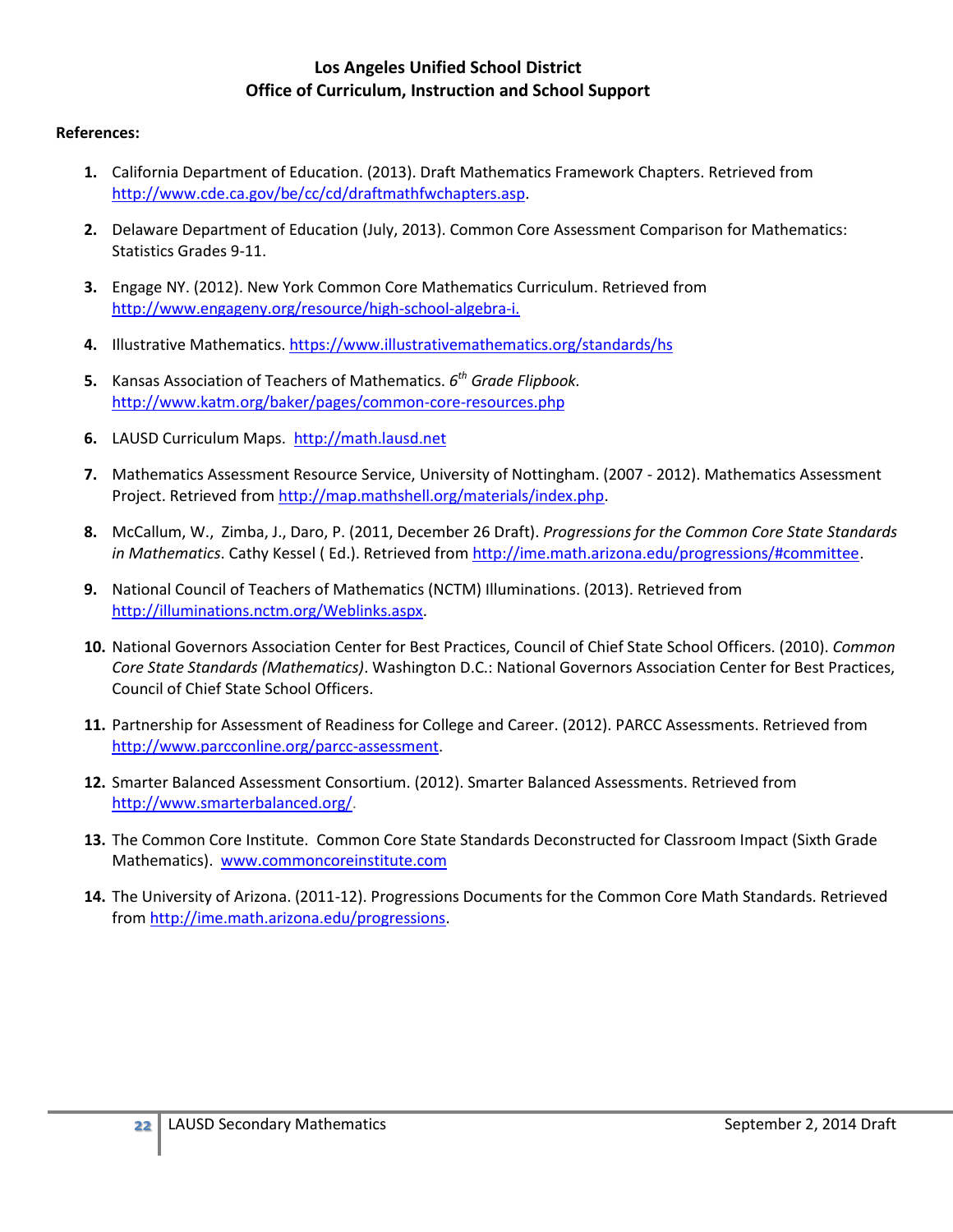**Los Angeles Unified School District**
**Office of Curriculum, Instruction and School Support**

**References:**

1. California Department of Education. (2013). Draft Mathematics Framework Chapters. Retrieved from http://www.cde.ca.gov/be/cc/cd/draftmathfwchapters.asp.

2. Delaware Department of Education (July, 2013). Common Core Assessment Comparison for Mathematics: Statistics Grades 9-11.

3. Engage NY. (2012). New York Common Core Mathematics Curriculum. Retrieved from http://www.engageny.org/resource/high-school-algebra-i.

4. Illustrative Mathematics. https://www.illustrativemathematics.org/standards/hs

5. Kansas Association of Teachers of Mathematics. *6th Grade Flipbook.* http://www.katm.org/baker/pages/common-core-resources.php

6. LAUSD Curriculum Maps. http://math.lausd.net

7. Mathematics Assessment Resource Service, University of Nottingham. (2007 - 2012). Mathematics Assessment Project. Retrieved from http://map.mathshell.org/materials/index.php.

8. McCallum, W., Zimba, J., Daro, P. (2011, December 26 Draft). *Progressions for the Common Core State Standards in Mathematics*. Cathy Kessel ( Ed.). Retrieved from http://ime.math.arizona.edu/progressions/#committee.

9. National Council of Teachers of Mathematics (NCTM) Illuminations. (2013). Retrieved from http://illuminations.nctm.org/Weblinks.aspx.

10. National Governors Association Center for Best Practices, Council of Chief State School Officers. (2010). *Common Core State Standards (Mathematics)*. Washington D.C.: National Governors Association Center for Best Practices, Council of Chief State School Officers.

11. Partnership for Assessment of Readiness for College and Career. (2012). PARCC Assessments. Retrieved from http://www.parcconline.org/parcc-assessment.

12. Smarter Balanced Assessment Consortium. (2012). Smarter Balanced Assessments. Retrieved from http://www.smarterbalanced.org/.

13. The Common Core Institute. Common Core State Standards Deconstructed for Classroom Impact (Sixth Grade Mathematics). www.commoncoreinstitute.com

14. The University of Arizona. (2011-12). Progressions Documents for the Common Core Math Standards. Retrieved from http://ime.math.arizona.edu/progressions.